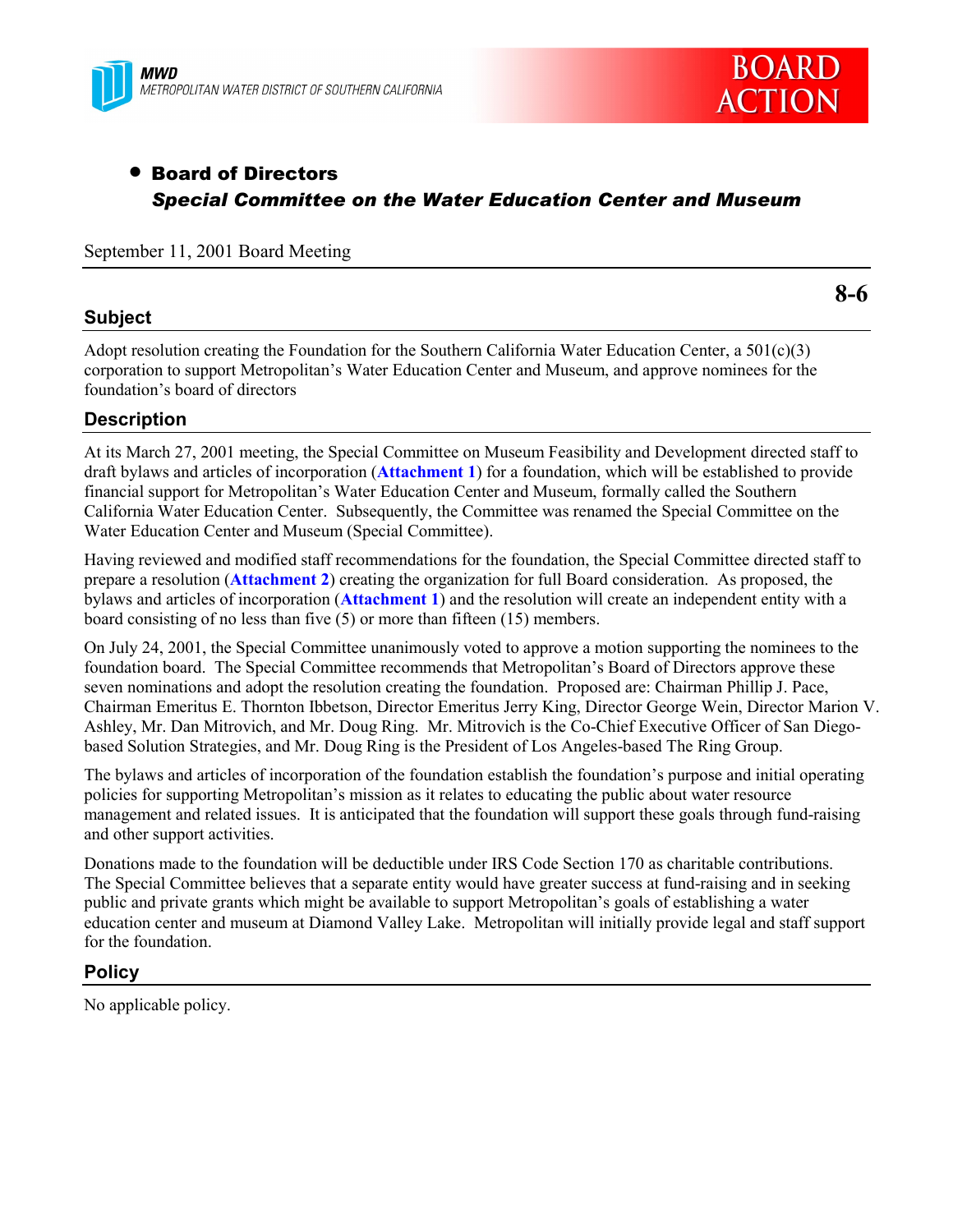MWD
METROPOLITAN WATER DISTRICT OF SOUTHERN CALIFORNIA

BOARD ACTION

- **Board of Directors**
  ***Special Committee on the Water Education Center and Museum***

September 11, 2001 Board Meeting

**8-6**

## Subject

Adopt resolution creating the Foundation for the Southern California Water Education Center, a 501(c)(3) corporation to support Metropolitan's Water Education Center and Museum, and approve nominees for the foundation's board of directors

## Description

At its March 27, 2001 meeting, the Special Committee on Museum Feasibility and Development directed staff to draft bylaws and articles of incorporation (**Attachment 1**) for a foundation, which will be established to provide financial support for Metropolitan's Water Education Center and Museum, formally called the Southern California Water Education Center. Subsequently, the Committee was renamed the Special Committee on the Water Education Center and Museum (Special Committee).

Having reviewed and modified staff recommendations for the foundation, the Special Committee directed staff to prepare a resolution (**Attachment 2**) creating the organization for full Board consideration. As proposed, the bylaws and articles of incorporation (**Attachment 1**) and the resolution will create an independent entity with a board consisting of no less than five (5) or more than fifteen (15) members.

On July 24, 2001, the Special Committee unanimously voted to approve a motion supporting the nominees to the foundation board. The Special Committee recommends that Metropolitan's Board of Directors approve these seven nominations and adopt the resolution creating the foundation. Proposed are: Chairman Phillip J. Pace, Chairman Emeritus E. Thornton Ibbetson, Director Emeritus Jerry King, Director George Wein, Director Marion V. Ashley, Mr. Dan Mitrovich, and Mr. Doug Ring. Mr. Mitrovich is the Co-Chief Executive Officer of San Diego-based Solution Strategies, and Mr. Doug Ring is the President of Los Angeles-based The Ring Group.

The bylaws and articles of incorporation of the foundation establish the foundation's purpose and initial operating policies for supporting Metropolitan's mission as it relates to educating the public about water resource management and related issues. It is anticipated that the foundation will support these goals through fund-raising and other support activities.

Donations made to the foundation will be deductible under IRS Code Section 170 as charitable contributions. The Special Committee believes that a separate entity would have greater success at fund-raising and in seeking public and private grants which might be available to support Metropolitan's goals of establishing a water education center and museum at Diamond Valley Lake. Metropolitan will initially provide legal and staff support for the foundation.

## Policy

No applicable policy.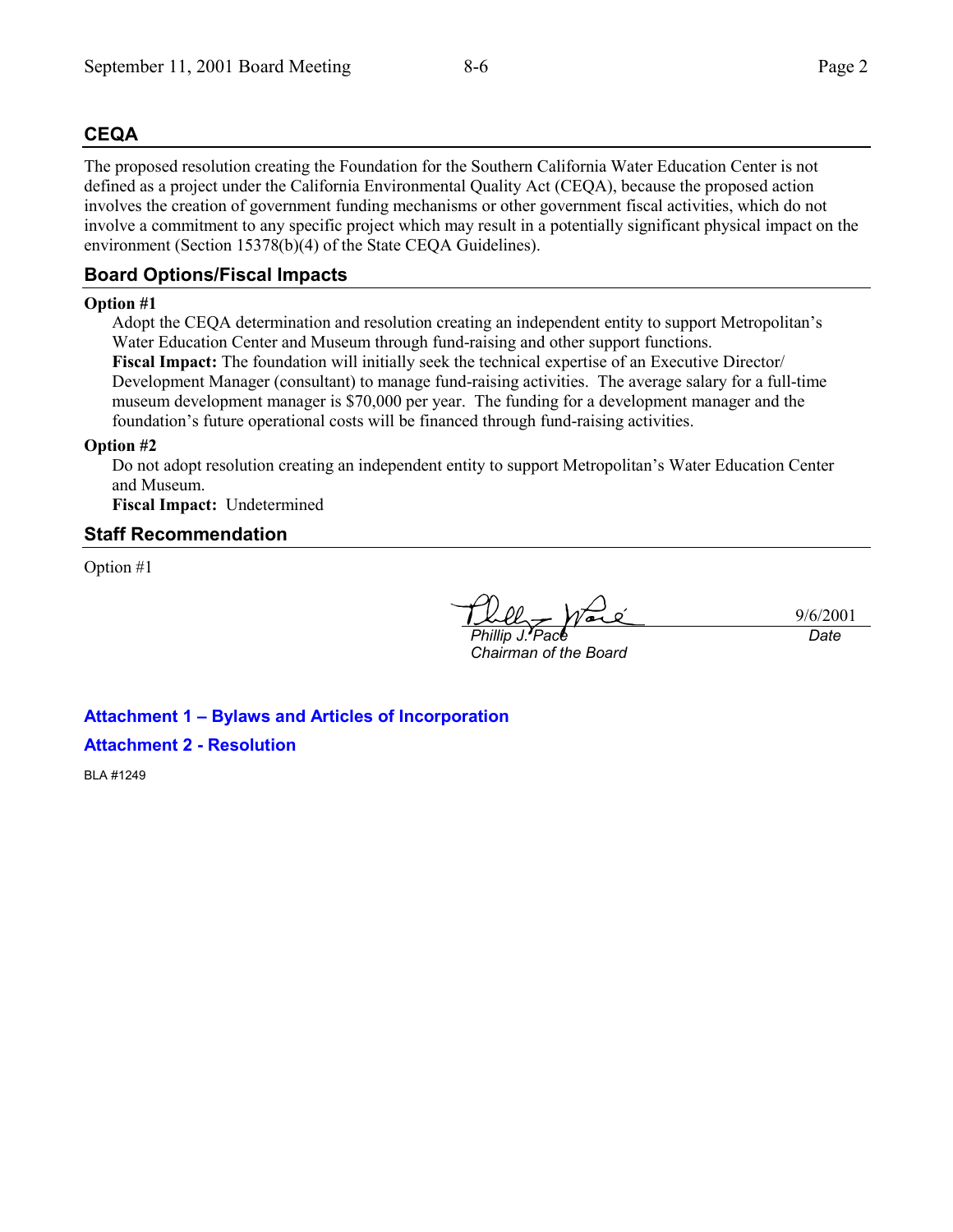## CEQA

The proposed resolution creating the Foundation for the Southern California Water Education Center is not defined as a project under the California Environmental Quality Act (CEQA), because the proposed action involves the creation of government funding mechanisms or other government fiscal activities, which do not involve a commitment to any specific project which may result in a potentially significant physical impact on the environment (Section 15378(b)(4) of the State CEQA Guidelines).

## Board Options/Fiscal Impacts

**Option #1**

Adopt the CEQA determination and resolution creating an independent entity to support Metropolitan's Water Education Center and Museum through fund-raising and other support functions.

**Fiscal Impact:** The foundation will initially seek the technical expertise of an Executive Director/ Development Manager (consultant) to manage fund-raising activities. The average salary for a full-time museum development manager is $70,000 per year. The funding for a development manager and the foundation's future operational costs will be financed through fund-raising activities.

**Option #2**

Do not adopt resolution creating an independent entity to support Metropolitan's Water Education Center and Museum.

**Fiscal Impact:** Undetermined

## Staff Recommendation

Option #1

*Phillip J. Pace*
*Chairman of the Board*

9/6/2001
*Date*

**Attachment 1 – Bylaws and Articles of Incorporation**

**Attachment 2 - Resolution**

BLA #1249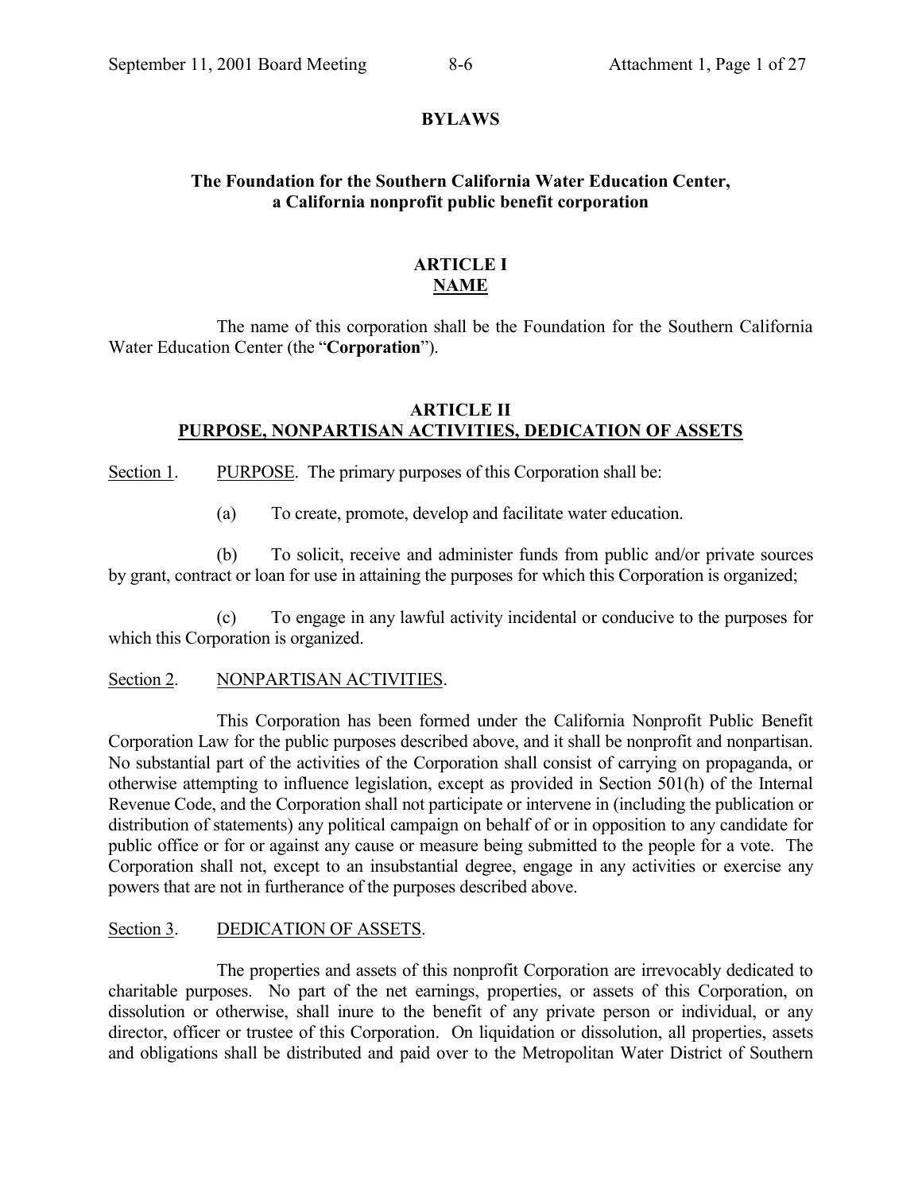# BYLAWS

## The Foundation for the Southern California Water Education Center, a California nonprofit public benefit corporation

## ARTICLE I
## NAME

The name of this corporation shall be the Foundation for the Southern California Water Education Center (the "**Corporation**").

## ARTICLE II
## PURPOSE, NONPARTISAN ACTIVITIES, DEDICATION OF ASSETS

Section 1. PURPOSE. The primary purposes of this Corporation shall be:

(a) To create, promote, develop and facilitate water education.

(b) To solicit, receive and administer funds from public and/or private sources by grant, contract or loan for use in attaining the purposes for which this Corporation is organized;

(c) To engage in any lawful activity incidental or conducive to the purposes for which this Corporation is organized.

Section 2. NONPARTISAN ACTIVITIES.

This Corporation has been formed under the California Nonprofit Public Benefit Corporation Law for the public purposes described above, and it shall be nonprofit and nonpartisan. No substantial part of the activities of the Corporation shall consist of carrying on propaganda, or otherwise attempting to influence legislation, except as provided in Section 501(h) of the Internal Revenue Code, and the Corporation shall not participate or intervene in (including the publication or distribution of statements) any political campaign on behalf of or in opposition to any candidate for public office or for or against any cause or measure being submitted to the people for a vote. The Corporation shall not, except to an insubstantial degree, engage in any activities or exercise any powers that are not in furtherance of the purposes described above.

Section 3. DEDICATION OF ASSETS.

The properties and assets of this nonprofit Corporation are irrevocably dedicated to charitable purposes. No part of the net earnings, properties, or assets of this Corporation, on dissolution or otherwise, shall inure to the benefit of any private person or individual, or any director, officer or trustee of this Corporation. On liquidation or dissolution, all properties, assets and obligations shall be distributed and paid over to the Metropolitan Water District of Southern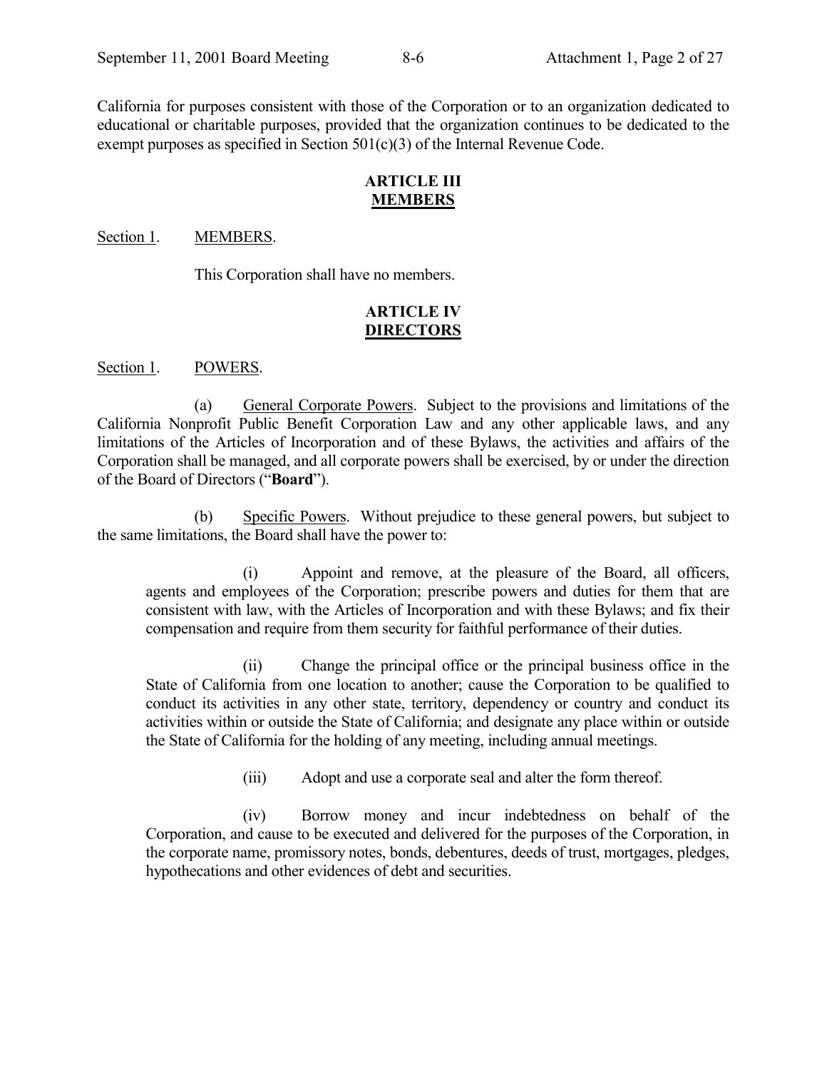California for purposes consistent with those of the Corporation or to an organization dedicated to educational or charitable purposes, provided that the organization continues to be dedicated to the exempt purposes as specified in Section 501(c)(3) of the Internal Revenue Code.

## ARTICLE III
## MEMBERS

Section 1. MEMBERS.

This Corporation shall have no members.

## ARTICLE IV
## DIRECTORS

Section 1. POWERS.

(a) General Corporate Powers. Subject to the provisions and limitations of the California Nonprofit Public Benefit Corporation Law and any other applicable laws, and any limitations of the Articles of Incorporation and of these Bylaws, the activities and affairs of the Corporation shall be managed, and all corporate powers shall be exercised, by or under the direction of the Board of Directors ("**Board**").

(b) Specific Powers. Without prejudice to these general powers, but subject to the same limitations, the Board shall have the power to:

(i) Appoint and remove, at the pleasure of the Board, all officers, agents and employees of the Corporation; prescribe powers and duties for them that are consistent with law, with the Articles of Incorporation and with these Bylaws; and fix their compensation and require from them security for faithful performance of their duties.

(ii) Change the principal office or the principal business office in the State of California from one location to another; cause the Corporation to be qualified to conduct its activities in any other state, territory, dependency or country and conduct its activities within or outside the State of California; and designate any place within or outside the State of California for the holding of any meeting, including annual meetings.

(iii) Adopt and use a corporate seal and alter the form thereof.

(iv) Borrow money and incur indebtedness on behalf of the Corporation, and cause to be executed and delivered for the purposes of the Corporation, in the corporate name, promissory notes, bonds, debentures, deeds of trust, mortgages, pledges, hypothecations and other evidences of debt and securities.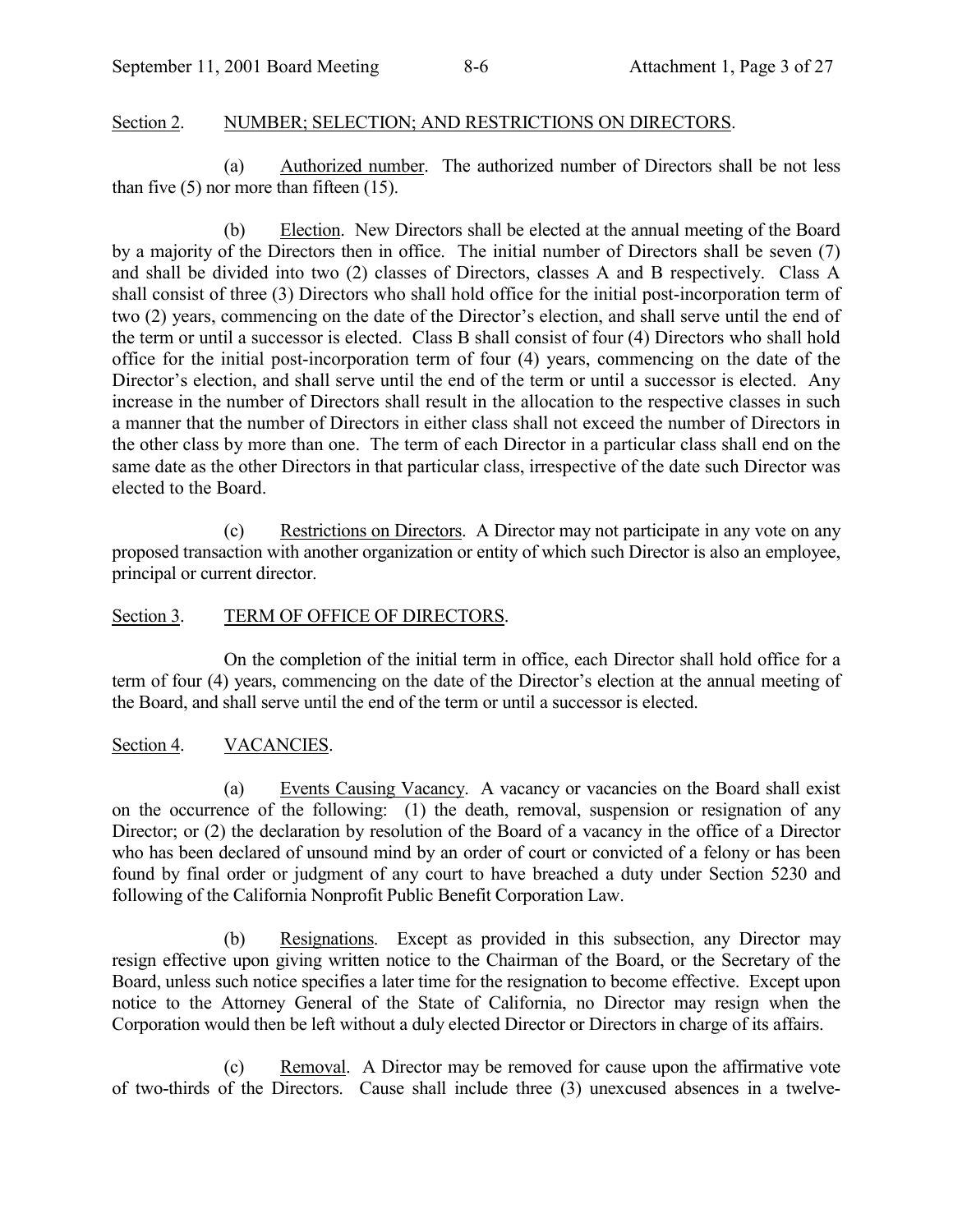Section 2. NUMBER; SELECTION; AND RESTRICTIONS ON DIRECTORS.

(a) Authorized number. The authorized number of Directors shall be not less than five (5) nor more than fifteen (15).

(b) Election. New Directors shall be elected at the annual meeting of the Board by a majority of the Directors then in office. The initial number of Directors shall be seven (7) and shall be divided into two (2) classes of Directors, classes A and B respectively. Class A shall consist of three (3) Directors who shall hold office for the initial post-incorporation term of two (2) years, commencing on the date of the Director's election, and shall serve until the end of the term or until a successor is elected. Class B shall consist of four (4) Directors who shall hold office for the initial post-incorporation term of four (4) years, commencing on the date of the Director's election, and shall serve until the end of the term or until a successor is elected. Any increase in the number of Directors shall result in the allocation to the respective classes in such a manner that the number of Directors in either class shall not exceed the number of Directors in the other class by more than one. The term of each Director in a particular class shall end on the same date as the other Directors in that particular class, irrespective of the date such Director was elected to the Board.

(c) Restrictions on Directors. A Director may not participate in any vote on any proposed transaction with another organization or entity of which such Director is also an employee, principal or current director.

Section 3. TERM OF OFFICE OF DIRECTORS.

On the completion of the initial term in office, each Director shall hold office for a term of four (4) years, commencing on the date of the Director's election at the annual meeting of the Board, and shall serve until the end of the term or until a successor is elected.

Section 4. VACANCIES.

(a) Events Causing Vacancy. A vacancy or vacancies on the Board shall exist on the occurrence of the following: (1) the death, removal, suspension or resignation of any Director; or (2) the declaration by resolution of the Board of a vacancy in the office of a Director who has been declared of unsound mind by an order of court or convicted of a felony or has been found by final order or judgment of any court to have breached a duty under Section 5230 and following of the California Nonprofit Public Benefit Corporation Law.

(b) Resignations. Except as provided in this subsection, any Director may resign effective upon giving written notice to the Chairman of the Board, or the Secretary of the Board, unless such notice specifies a later time for the resignation to become effective. Except upon notice to the Attorney General of the State of California, no Director may resign when the Corporation would then be left without a duly elected Director or Directors in charge of its affairs.

(c) Removal. A Director may be removed for cause upon the affirmative vote of two-thirds of the Directors. Cause shall include three (3) unexcused absences in a twelve-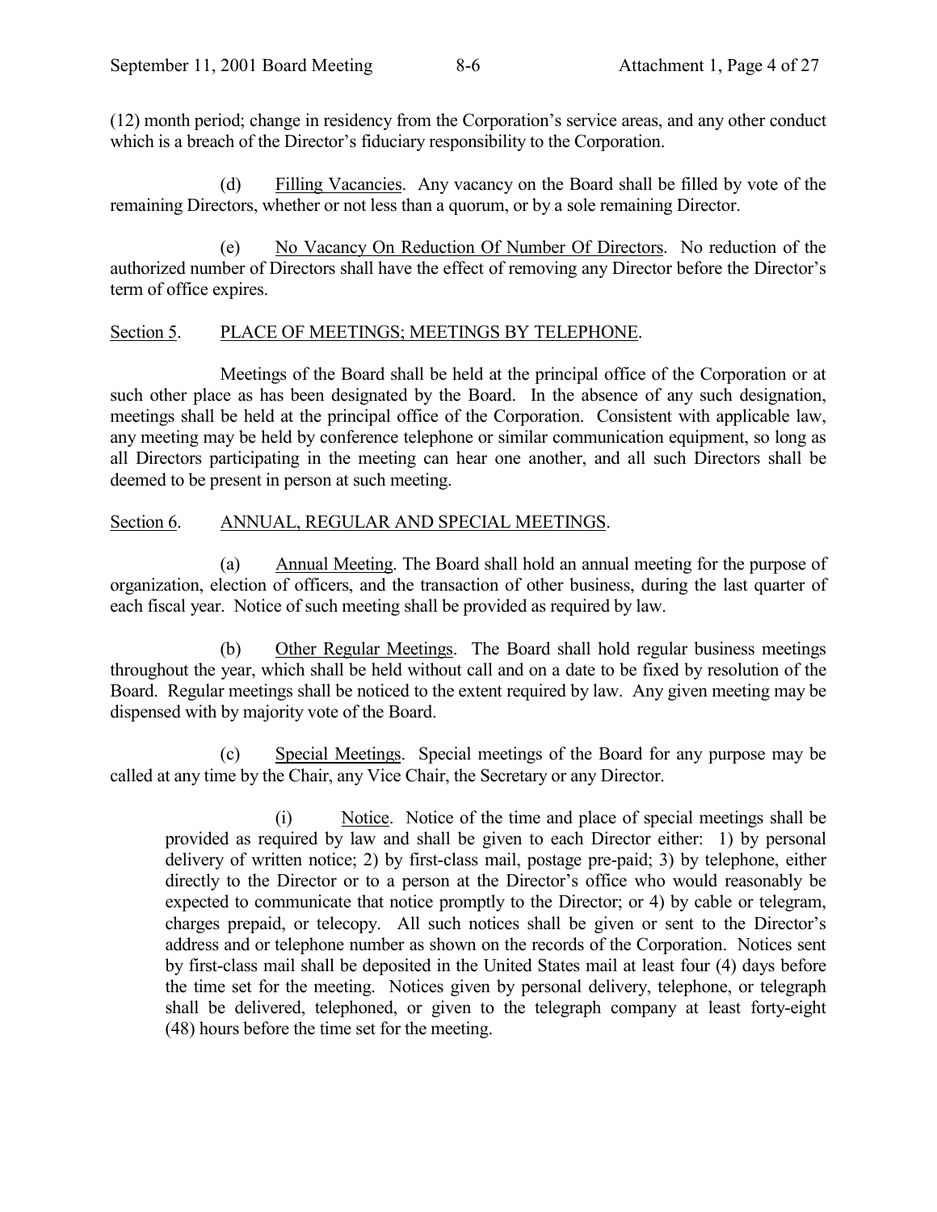(12) month period; change in residency from the Corporation's service areas, and any other conduct which is a breach of the Director's fiduciary responsibility to the Corporation.

(d) Filling Vacancies. Any vacancy on the Board shall be filled by vote of the remaining Directors, whether or not less than a quorum, or by a sole remaining Director.

(e) No Vacancy On Reduction Of Number Of Directors. No reduction of the authorized number of Directors shall have the effect of removing any Director before the Director's term of office expires.

Section 5. PLACE OF MEETINGS; MEETINGS BY TELEPHONE.

Meetings of the Board shall be held at the principal office of the Corporation or at such other place as has been designated by the Board. In the absence of any such designation, meetings shall be held at the principal office of the Corporation. Consistent with applicable law, any meeting may be held by conference telephone or similar communication equipment, so long as all Directors participating in the meeting can hear one another, and all such Directors shall be deemed to be present in person at such meeting.

Section 6. ANNUAL, REGULAR AND SPECIAL MEETINGS.

(a) Annual Meeting. The Board shall hold an annual meeting for the purpose of organization, election of officers, and the transaction of other business, during the last quarter of each fiscal year. Notice of such meeting shall be provided as required by law.

(b) Other Regular Meetings. The Board shall hold regular business meetings throughout the year, which shall be held without call and on a date to be fixed by resolution of the Board. Regular meetings shall be noticed to the extent required by law. Any given meeting may be dispensed with by majority vote of the Board.

(c) Special Meetings. Special meetings of the Board for any purpose may be called at any time by the Chair, any Vice Chair, the Secretary or any Director.

(i) Notice. Notice of the time and place of special meetings shall be provided as required by law and shall be given to each Director either: 1) by personal delivery of written notice; 2) by first-class mail, postage pre-paid; 3) by telephone, either directly to the Director or to a person at the Director's office who would reasonably be expected to communicate that notice promptly to the Director; or 4) by cable or telegram, charges prepaid, or telecopy. All such notices shall be given or sent to the Director's address and or telephone number as shown on the records of the Corporation. Notices sent by first-class mail shall be deposited in the United States mail at least four (4) days before the time set for the meeting. Notices given by personal delivery, telephone, or telegraph shall be delivered, telephoned, or given to the telegraph company at least forty-eight (48) hours before the time set for the meeting.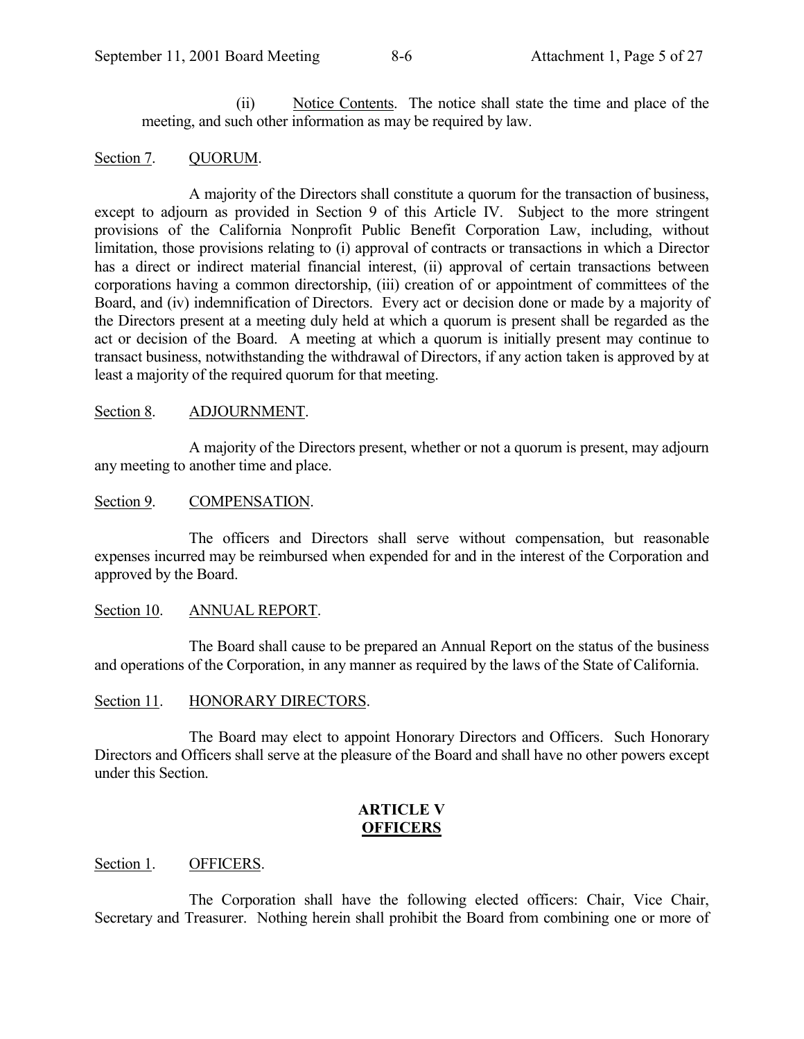(ii) Notice Contents. The notice shall state the time and place of the meeting, and such other information as may be required by law.

Section 7. QUORUM.

A majority of the Directors shall constitute a quorum for the transaction of business, except to adjourn as provided in Section 9 of this Article IV. Subject to the more stringent provisions of the California Nonprofit Public Benefit Corporation Law, including, without limitation, those provisions relating to (i) approval of contracts or transactions in which a Director has a direct or indirect material financial interest, (ii) approval of certain transactions between corporations having a common directorship, (iii) creation of or appointment of committees of the Board, and (iv) indemnification of Directors. Every act or decision done or made by a majority of the Directors present at a meeting duly held at which a quorum is present shall be regarded as the act or decision of the Board. A meeting at which a quorum is initially present may continue to transact business, notwithstanding the withdrawal of Directors, if any action taken is approved by at least a majority of the required quorum for that meeting.

Section 8. ADJOURNMENT.

A majority of the Directors present, whether or not a quorum is present, may adjourn any meeting to another time and place.

Section 9. COMPENSATION.

The officers and Directors shall serve without compensation, but reasonable expenses incurred may be reimbursed when expended for and in the interest of the Corporation and approved by the Board.

Section 10. ANNUAL REPORT.

The Board shall cause to be prepared an Annual Report on the status of the business and operations of the Corporation, in any manner as required by the laws of the State of California.

Section 11. HONORARY DIRECTORS.

The Board may elect to appoint Honorary Directors and Officers. Such Honorary Directors and Officers shall serve at the pleasure of the Board and shall have no other powers except under this Section.

## ARTICLE V
## OFFICERS

Section 1. OFFICERS.

The Corporation shall have the following elected officers: Chair, Vice Chair, Secretary and Treasurer. Nothing herein shall prohibit the Board from combining one or more of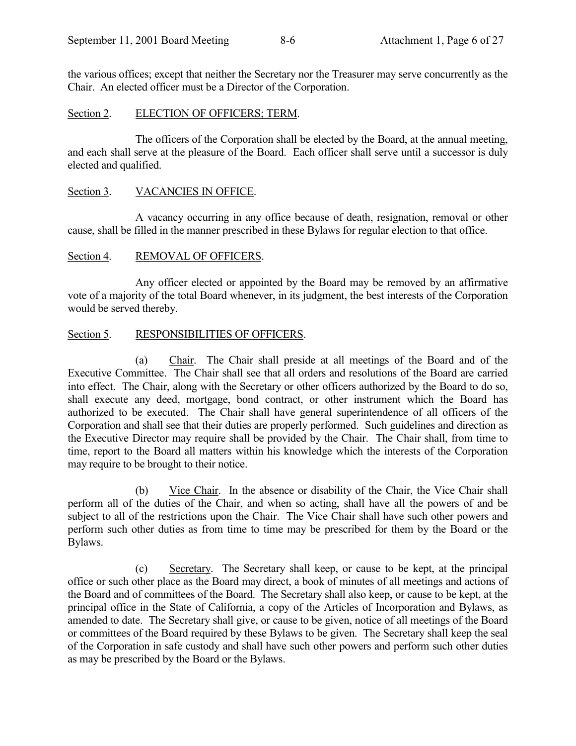the various offices; except that neither the Secretary nor the Treasurer may serve concurrently as the Chair. An elected officer must be a Director of the Corporation.

Section 2. ELECTION OF OFFICERS; TERM.

The officers of the Corporation shall be elected by the Board, at the annual meeting, and each shall serve at the pleasure of the Board. Each officer shall serve until a successor is duly elected and qualified.

Section 3. VACANCIES IN OFFICE.

A vacancy occurring in any office because of death, resignation, removal or other cause, shall be filled in the manner prescribed in these Bylaws for regular election to that office.

Section 4. REMOVAL OF OFFICERS.

Any officer elected or appointed by the Board may be removed by an affirmative vote of a majority of the total Board whenever, in its judgment, the best interests of the Corporation would be served thereby.

Section 5. RESPONSIBILITIES OF OFFICERS.

(a) Chair. The Chair shall preside at all meetings of the Board and of the Executive Committee. The Chair shall see that all orders and resolutions of the Board are carried into effect. The Chair, along with the Secretary or other officers authorized by the Board to do so, shall execute any deed, mortgage, bond contract, or other instrument which the Board has authorized to be executed. The Chair shall have general superintendence of all officers of the Corporation and shall see that their duties are properly performed. Such guidelines and direction as the Executive Director may require shall be provided by the Chair. The Chair shall, from time to time, report to the Board all matters within his knowledge which the interests of the Corporation may require to be brought to their notice.

(b) Vice Chair. In the absence or disability of the Chair, the Vice Chair shall perform all of the duties of the Chair, and when so acting, shall have all the powers of and be subject to all of the restrictions upon the Chair. The Vice Chair shall have such other powers and perform such other duties as from time to time may be prescribed for them by the Board or the Bylaws.

(c) Secretary. The Secretary shall keep, or cause to be kept, at the principal office or such other place as the Board may direct, a book of minutes of all meetings and actions of the Board and of committees of the Board. The Secretary shall also keep, or cause to be kept, at the principal office in the State of California, a copy of the Articles of Incorporation and Bylaws, as amended to date. The Secretary shall give, or cause to be given, notice of all meetings of the Board or committees of the Board required by these Bylaws to be given. The Secretary shall keep the seal of the Corporation in safe custody and shall have such other powers and perform such other duties as may be prescribed by the Board or the Bylaws.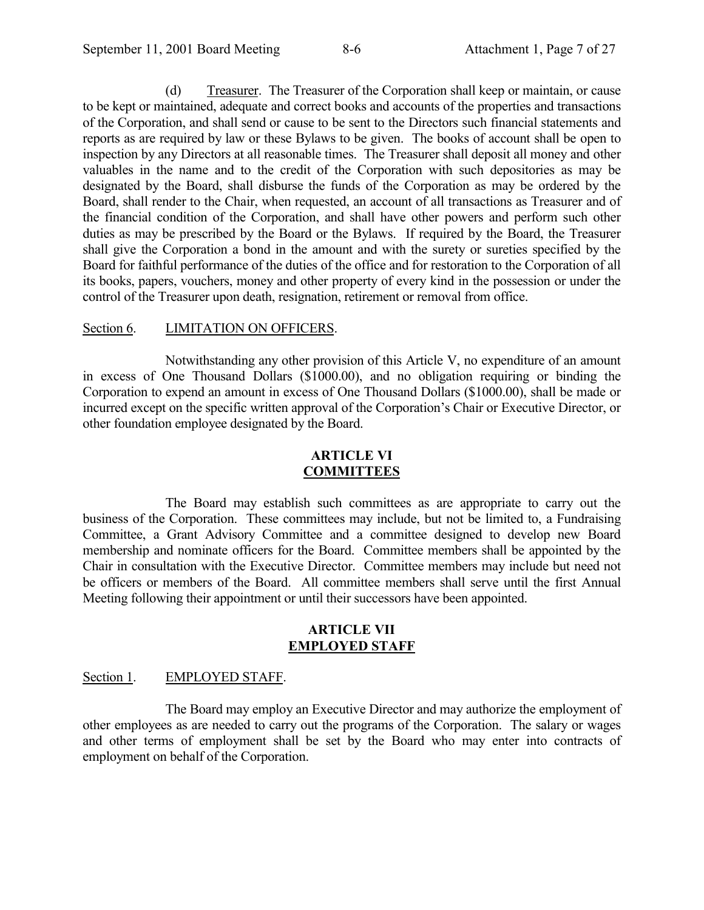(d) Treasurer. The Treasurer of the Corporation shall keep or maintain, or cause to be kept or maintained, adequate and correct books and accounts of the properties and transactions of the Corporation, and shall send or cause to be sent to the Directors such financial statements and reports as are required by law or these Bylaws to be given. The books of account shall be open to inspection by any Directors at all reasonable times. The Treasurer shall deposit all money and other valuables in the name and to the credit of the Corporation with such depositories as may be designated by the Board, shall disburse the funds of the Corporation as may be ordered by the Board, shall render to the Chair, when requested, an account of all transactions as Treasurer and of the financial condition of the Corporation, and shall have other powers and perform such other duties as may be prescribed by the Board or the Bylaws. If required by the Board, the Treasurer shall give the Corporation a bond in the amount and with the surety or sureties specified by the Board for faithful performance of the duties of the office and for restoration to the Corporation of all its books, papers, vouchers, money and other property of every kind in the possession or under the control of the Treasurer upon death, resignation, retirement or removal from office.

Section 6. LIMITATION ON OFFICERS.

Notwithstanding any other provision of this Article V, no expenditure of an amount in excess of One Thousand Dollars ($1000.00), and no obligation requiring or binding the Corporation to expend an amount in excess of One Thousand Dollars ($1000.00), shall be made or incurred except on the specific written approval of the Corporation's Chair or Executive Director, or other foundation employee designated by the Board.

## ARTICLE VI
## COMMITTEES

The Board may establish such committees as are appropriate to carry out the business of the Corporation. These committees may include, but not be limited to, a Fundraising Committee, a Grant Advisory Committee and a committee designed to develop new Board membership and nominate officers for the Board. Committee members shall be appointed by the Chair in consultation with the Executive Director. Committee members may include but need not be officers or members of the Board. All committee members shall serve until the first Annual Meeting following their appointment or until their successors have been appointed.

## ARTICLE VII
## EMPLOYED STAFF

Section 1. EMPLOYED STAFF.

The Board may employ an Executive Director and may authorize the employment of other employees as are needed to carry out the programs of the Corporation. The salary or wages and other terms of employment shall be set by the Board who may enter into contracts of employment on behalf of the Corporation.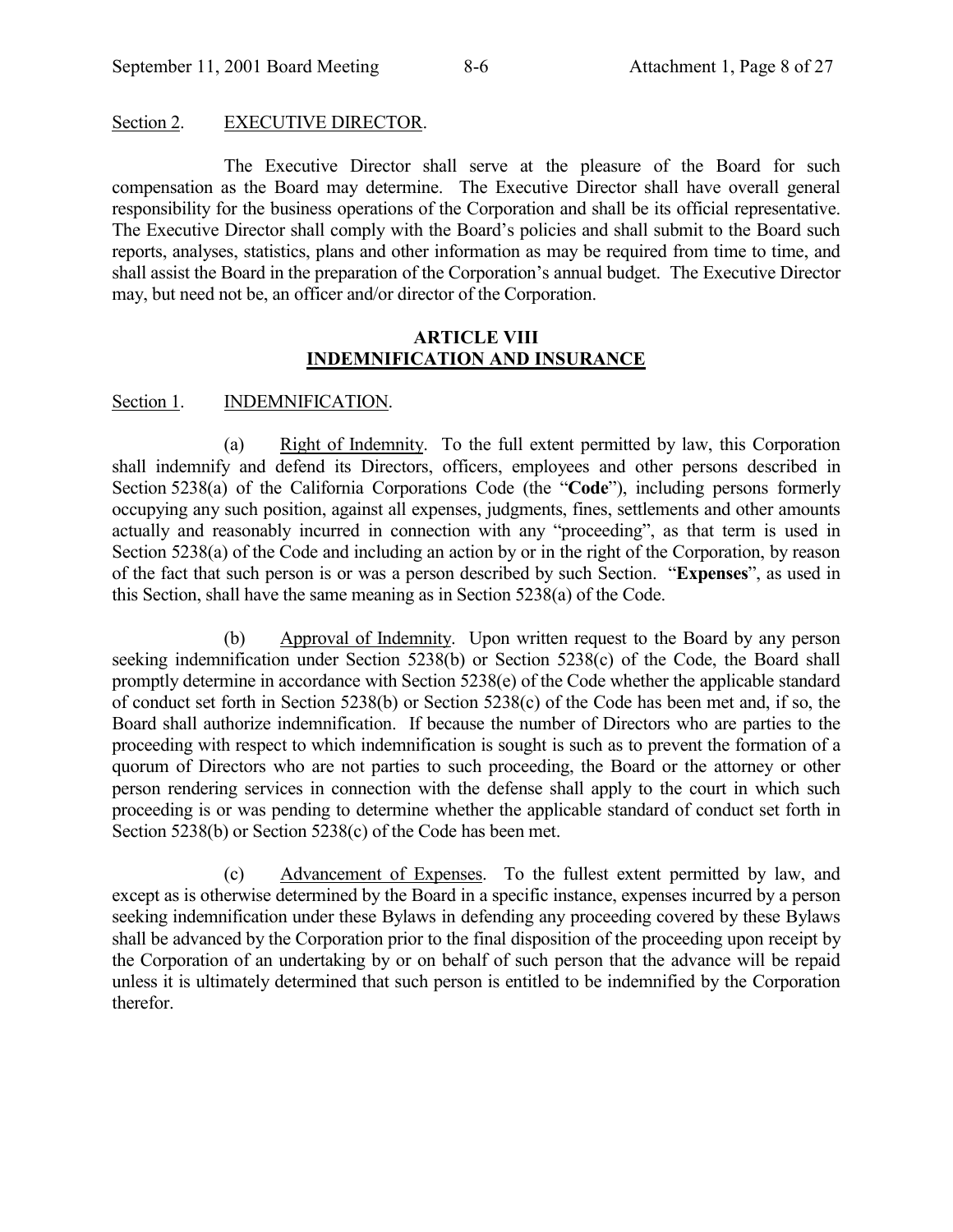Section 2. EXECUTIVE DIRECTOR.

The Executive Director shall serve at the pleasure of the Board for such compensation as the Board may determine. The Executive Director shall have overall general responsibility for the business operations of the Corporation and shall be its official representative. The Executive Director shall comply with the Board's policies and shall submit to the Board such reports, analyses, statistics, plans and other information as may be required from time to time, and shall assist the Board in the preparation of the Corporation's annual budget. The Executive Director may, but need not be, an officer and/or director of the Corporation.

## ARTICLE VIII
## INDEMNIFICATION AND INSURANCE

Section 1. INDEMNIFICATION.

(a) Right of Indemnity. To the full extent permitted by law, this Corporation shall indemnify and defend its Directors, officers, employees and other persons described in Section 5238(a) of the California Corporations Code (the "**Code**"), including persons formerly occupying any such position, against all expenses, judgments, fines, settlements and other amounts actually and reasonably incurred in connection with any "proceeding", as that term is used in Section 5238(a) of the Code and including an action by or in the right of the Corporation, by reason of the fact that such person is or was a person described by such Section. "**Expenses**", as used in this Section, shall have the same meaning as in Section 5238(a) of the Code.

(b) Approval of Indemnity. Upon written request to the Board by any person seeking indemnification under Section 5238(b) or Section 5238(c) of the Code, the Board shall promptly determine in accordance with Section 5238(e) of the Code whether the applicable standard of conduct set forth in Section 5238(b) or Section 5238(c) of the Code has been met and, if so, the Board shall authorize indemnification. If because the number of Directors who are parties to the proceeding with respect to which indemnification is sought is such as to prevent the formation of a quorum of Directors who are not parties to such proceeding, the Board or the attorney or other person rendering services in connection with the defense shall apply to the court in which such proceeding is or was pending to determine whether the applicable standard of conduct set forth in Section 5238(b) or Section 5238(c) of the Code has been met.

(c) Advancement of Expenses. To the fullest extent permitted by law, and except as is otherwise determined by the Board in a specific instance, expenses incurred by a person seeking indemnification under these Bylaws in defending any proceeding covered by these Bylaws shall be advanced by the Corporation prior to the final disposition of the proceeding upon receipt by the Corporation of an undertaking by or on behalf of such person that the advance will be repaid unless it is ultimately determined that such person is entitled to be indemnified by the Corporation therefor.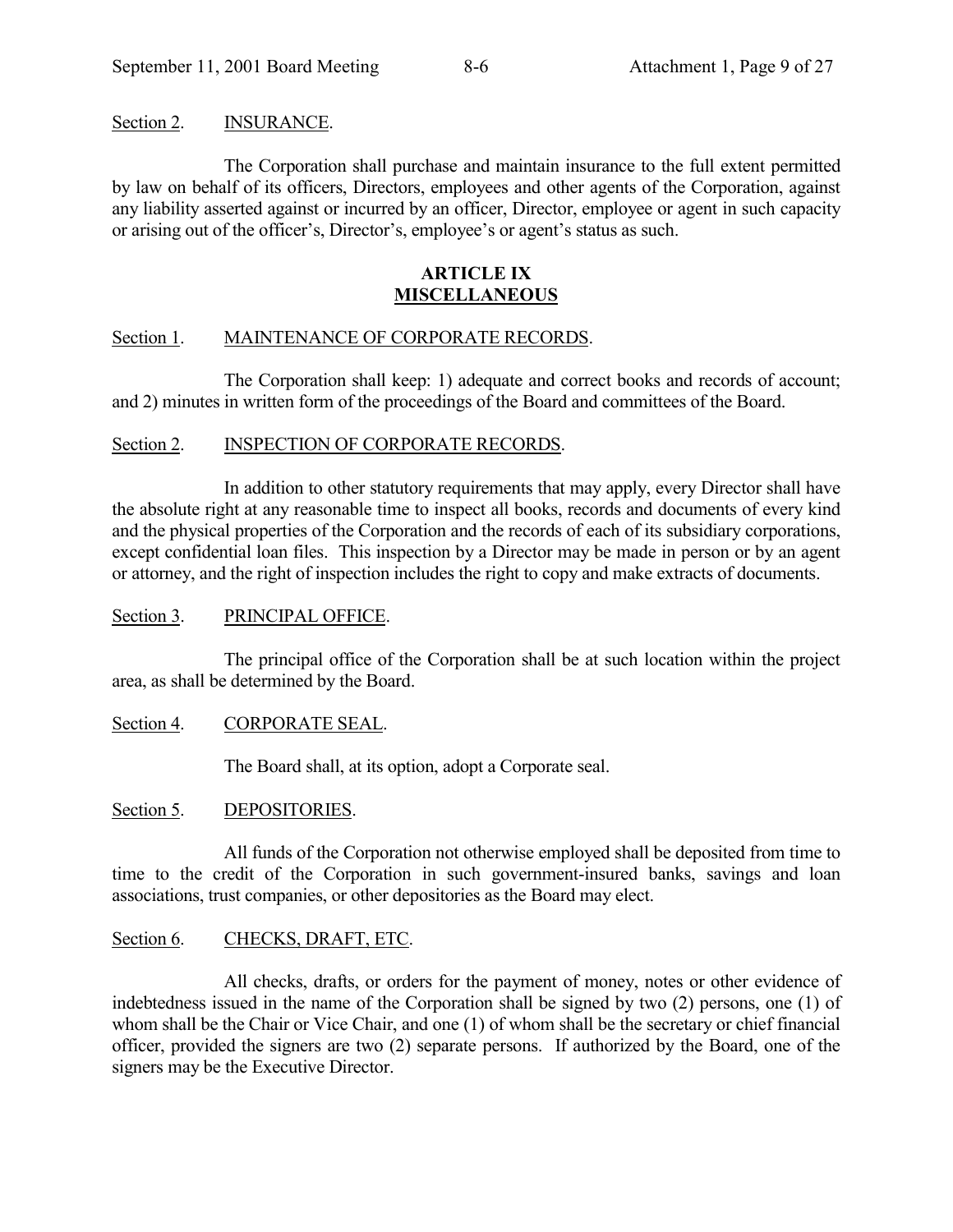Section 2. INSURANCE.

The Corporation shall purchase and maintain insurance to the full extent permitted by law on behalf of its officers, Directors, employees and other agents of the Corporation, against any liability asserted against or incurred by an officer, Director, employee or agent in such capacity or arising out of the officer's, Director's, employee's or agent's status as such.

## ARTICLE IX
## MISCELLANEOUS

Section 1. MAINTENANCE OF CORPORATE RECORDS.

The Corporation shall keep: 1) adequate and correct books and records of account; and 2) minutes in written form of the proceedings of the Board and committees of the Board.

Section 2. INSPECTION OF CORPORATE RECORDS.

In addition to other statutory requirements that may apply, every Director shall have the absolute right at any reasonable time to inspect all books, records and documents of every kind and the physical properties of the Corporation and the records of each of its subsidiary corporations, except confidential loan files. This inspection by a Director may be made in person or by an agent or attorney, and the right of inspection includes the right to copy and make extracts of documents.

Section 3. PRINCIPAL OFFICE.

The principal office of the Corporation shall be at such location within the project area, as shall be determined by the Board.

Section 4. CORPORATE SEAL.

The Board shall, at its option, adopt a Corporate seal.

Section 5. DEPOSITORIES.

All funds of the Corporation not otherwise employed shall be deposited from time to time to the credit of the Corporation in such government-insured banks, savings and loan associations, trust companies, or other depositories as the Board may elect.

Section 6. CHECKS, DRAFT, ETC.

All checks, drafts, or orders for the payment of money, notes or other evidence of indebtedness issued in the name of the Corporation shall be signed by two (2) persons, one (1) of whom shall be the Chair or Vice Chair, and one (1) of whom shall be the secretary or chief financial officer, provided the signers are two (2) separate persons. If authorized by the Board, one of the signers may be the Executive Director.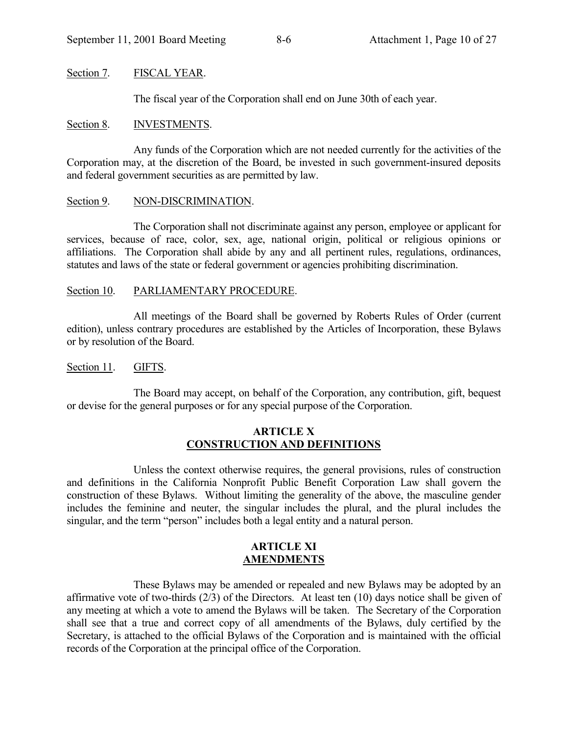Section 7. FISCAL YEAR.

The fiscal year of the Corporation shall end on June 30th of each year.

Section 8. INVESTMENTS.

Any funds of the Corporation which are not needed currently for the activities of the Corporation may, at the discretion of the Board, be invested in such government-insured deposits and federal government securities as are permitted by law.

Section 9. NON-DISCRIMINATION.

The Corporation shall not discriminate against any person, employee or applicant for services, because of race, color, sex, age, national origin, political or religious opinions or affiliations. The Corporation shall abide by any and all pertinent rules, regulations, ordinances, statutes and laws of the state or federal government or agencies prohibiting discrimination.

Section 10. PARLIAMENTARY PROCEDURE.

All meetings of the Board shall be governed by Roberts Rules of Order (current edition), unless contrary procedures are established by the Articles of Incorporation, these Bylaws or by resolution of the Board.

Section 11. GIFTS.

The Board may accept, on behalf of the Corporation, any contribution, gift, bequest or devise for the general purposes or for any special purpose of the Corporation.

## ARTICLE X
## CONSTRUCTION AND DEFINITIONS

Unless the context otherwise requires, the general provisions, rules of construction and definitions in the California Nonprofit Public Benefit Corporation Law shall govern the construction of these Bylaws. Without limiting the generality of the above, the masculine gender includes the feminine and neuter, the singular includes the plural, and the plural includes the singular, and the term "person" includes both a legal entity and a natural person.

## ARTICLE XI
## AMENDMENTS

These Bylaws may be amended or repealed and new Bylaws may be adopted by an affirmative vote of two-thirds (2/3) of the Directors. At least ten (10) days notice shall be given of any meeting at which a vote to amend the Bylaws will be taken. The Secretary of the Corporation shall see that a true and correct copy of all amendments of the Bylaws, duly certified by the Secretary, is attached to the official Bylaws of the Corporation and is maintained with the official records of the Corporation at the principal office of the Corporation.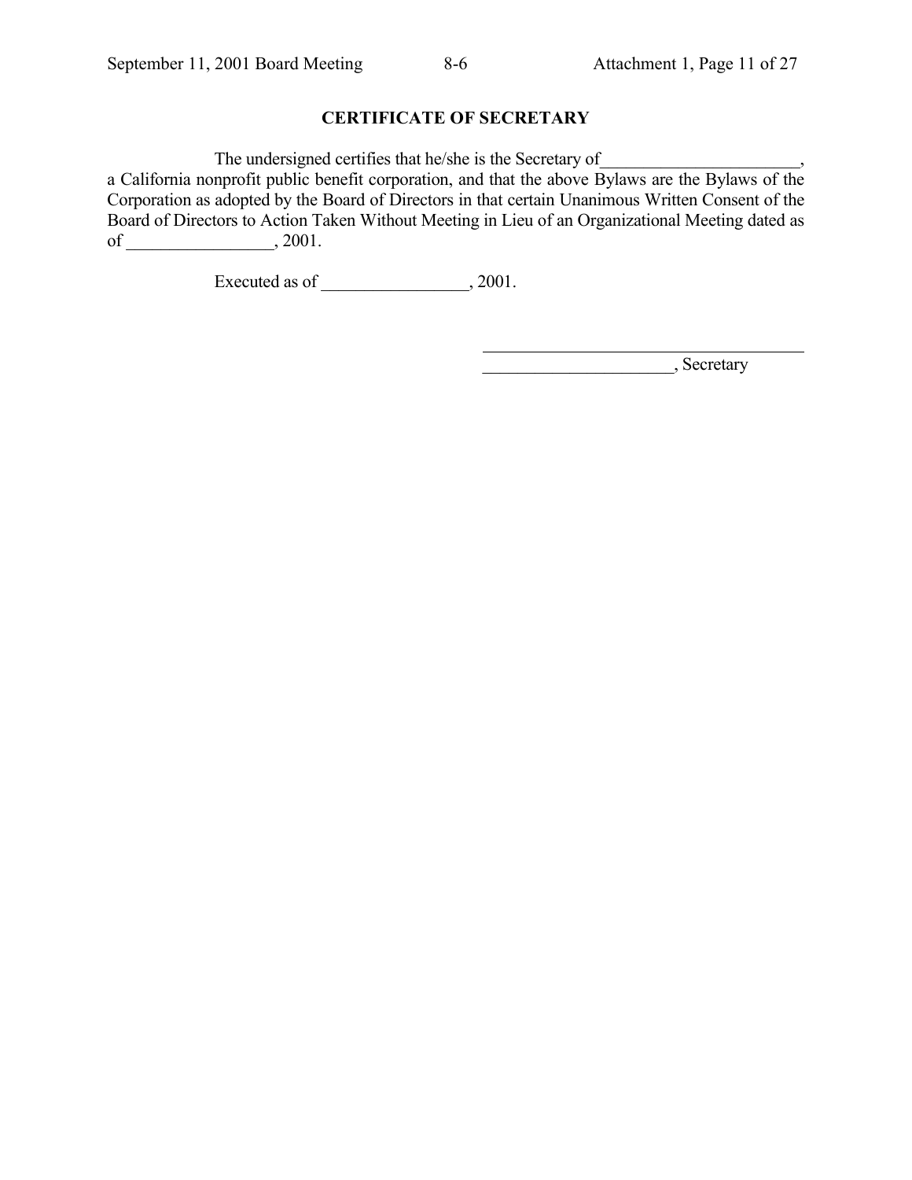## CERTIFICATE OF SECRETARY

The undersigned certifies that he/she is the Secretary of_______________________, a California nonprofit public benefit corporation, and that the above Bylaws are the Bylaws of the Corporation as adopted by the Board of Directors in that certain Unanimous Written Consent of the Board of Directors to Action Taken Without Meeting in Lieu of an Organizational Meeting dated as of _________________, 2001.

Executed as of _________________, 2001.

_______________________________________

______________________, Secretary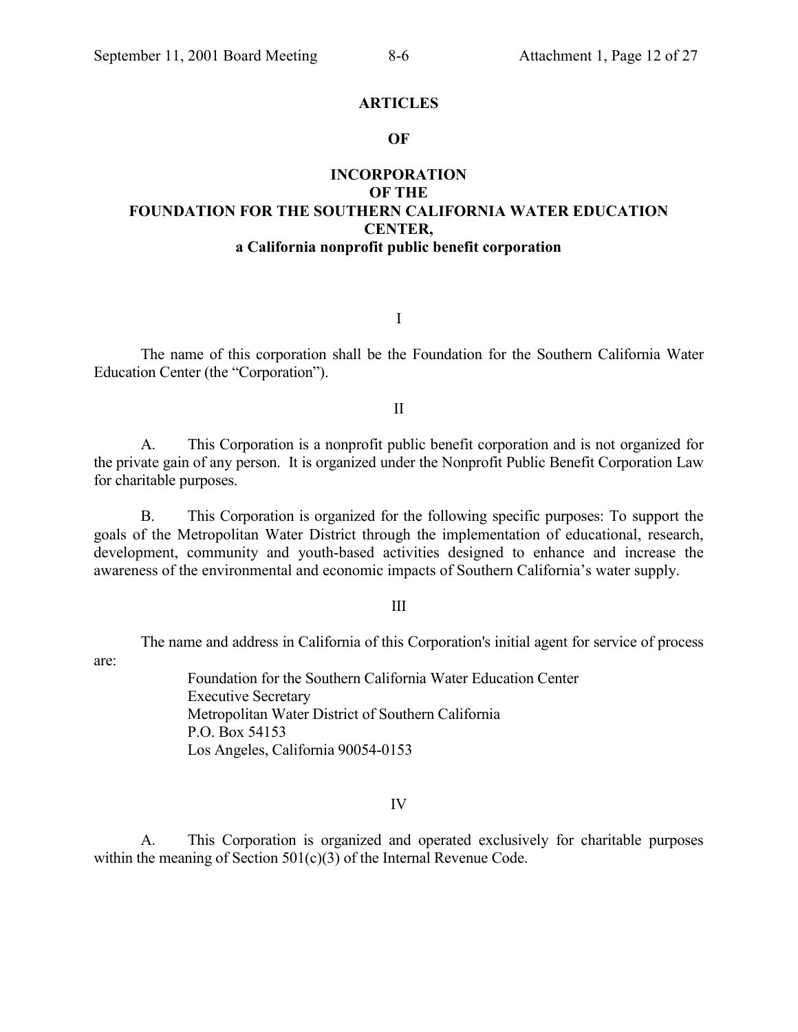# ARTICLES

# OF

# INCORPORATION OF THE FOUNDATION FOR THE SOUTHERN CALIFORNIA WATER EDUCATION CENTER,

**a California nonprofit public benefit corporation**

I

The name of this corporation shall be the Foundation for the Southern California Water Education Center (the "Corporation").

II

A. This Corporation is a nonprofit public benefit corporation and is not organized for the private gain of any person. It is organized under the Nonprofit Public Benefit Corporation Law for charitable purposes.

B. This Corporation is organized for the following specific purposes: To support the goals of the Metropolitan Water District through the implementation of educational, research, development, community and youth-based activities designed to enhance and increase the awareness of the environmental and economic impacts of Southern California's water supply.

III

The name and address in California of this Corporation's initial agent for service of process are:

Foundation for the Southern California Water Education Center
Executive Secretary
Metropolitan Water District of Southern California
P.O. Box 54153
Los Angeles, California 90054-0153

IV

A. This Corporation is organized and operated exclusively for charitable purposes within the meaning of Section 501(c)(3) of the Internal Revenue Code.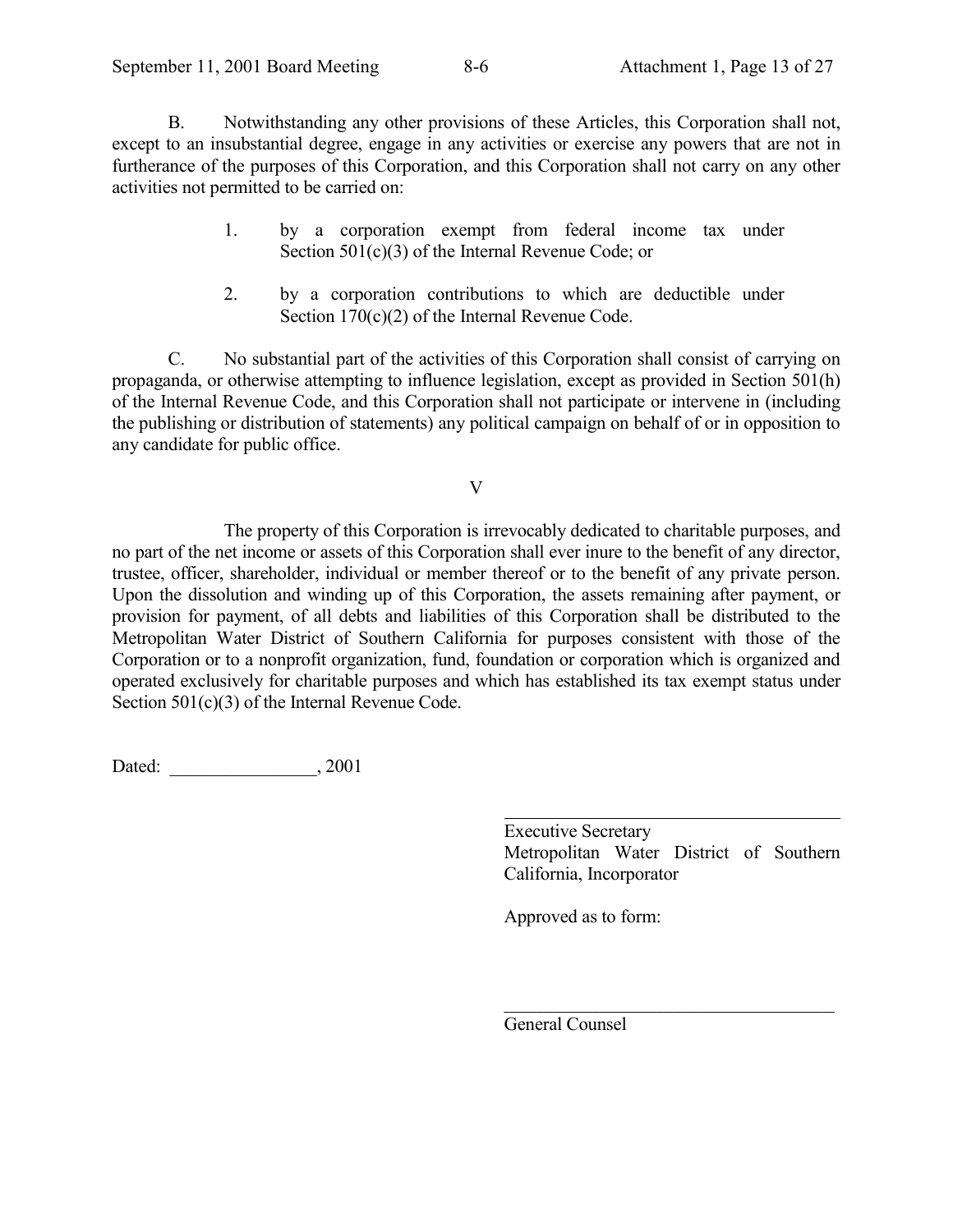B. Notwithstanding any other provisions of these Articles, this Corporation shall not, except to an insubstantial degree, engage in any activities or exercise any powers that are not in furtherance of the purposes of this Corporation, and this Corporation shall not carry on any other activities not permitted to be carried on:

1. by a corporation exempt from federal income tax under Section 501(c)(3) of the Internal Revenue Code; or

2. by a corporation contributions to which are deductible under Section 170(c)(2) of the Internal Revenue Code.

C. No substantial part of the activities of this Corporation shall consist of carrying on propaganda, or otherwise attempting to influence legislation, except as provided in Section 501(h) of the Internal Revenue Code, and this Corporation shall not participate or intervene in (including the publishing or distribution of statements) any political campaign on behalf of or in opposition to any candidate for public office.

V

The property of this Corporation is irrevocably dedicated to charitable purposes, and no part of the net income or assets of this Corporation shall ever inure to the benefit of any director, trustee, officer, shareholder, individual or member thereof or to the benefit of any private person. Upon the dissolution and winding up of this Corporation, the assets remaining after payment, or provision for payment, of all debts and liabilities of this Corporation shall be distributed to the Metropolitan Water District of Southern California for purposes consistent with those of the Corporation or to a nonprofit organization, fund, foundation or corporation which is organized and operated exclusively for charitable purposes and which has established its tax exempt status under Section 501(c)(3) of the Internal Revenue Code.

Dated: ________________, 2001

_____________________________________
Executive Secretary
Metropolitan Water District of Southern California, Incorporator

Approved as to form:

_____________________________________
General Counsel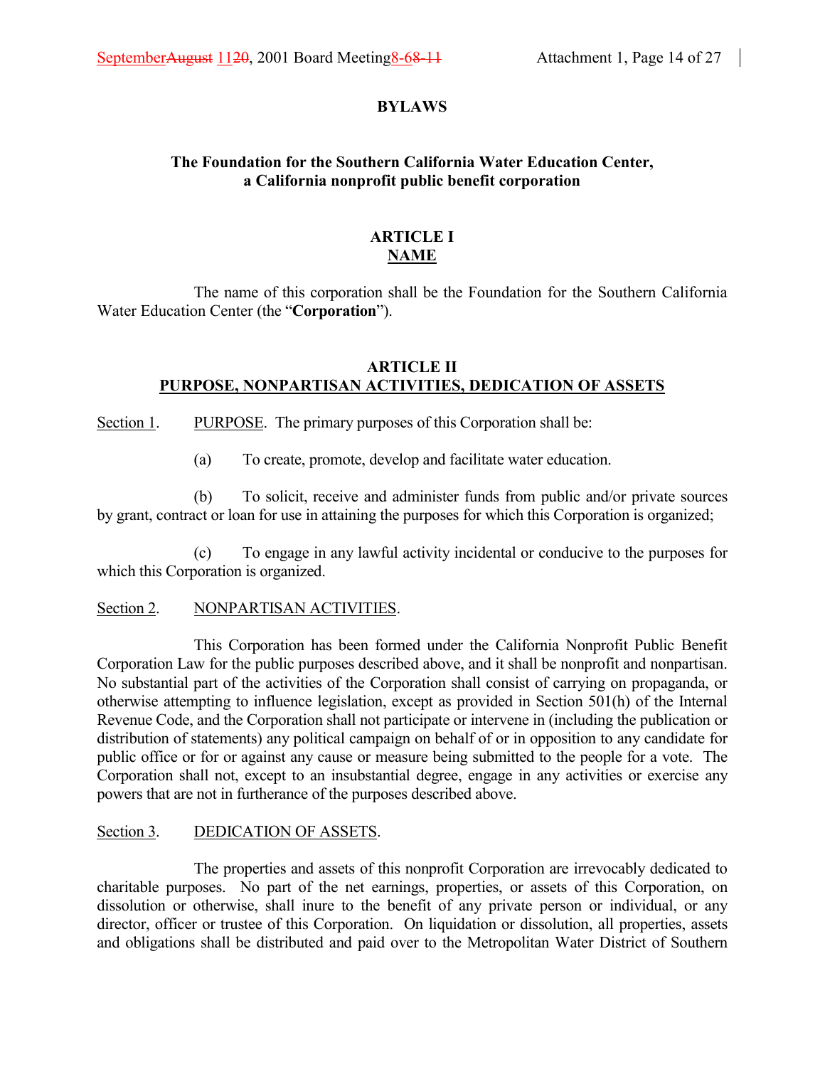**BYLAWS**

**The Foundation for the Southern California Water Education Center, a California nonprofit public benefit corporation**

## ARTICLE I
## NAME

The name of this corporation shall be the Foundation for the Southern California Water Education Center (the "**Corporation**").

## ARTICLE II
## PURPOSE, NONPARTISAN ACTIVITIES, DEDICATION OF ASSETS

Section 1. PURPOSE. The primary purposes of this Corporation shall be:

(a) To create, promote, develop and facilitate water education.

(b) To solicit, receive and administer funds from public and/or private sources by grant, contract or loan for use in attaining the purposes for which this Corporation is organized;

(c) To engage in any lawful activity incidental or conducive to the purposes for which this Corporation is organized.

Section 2. NONPARTISAN ACTIVITIES.

This Corporation has been formed under the California Nonprofit Public Benefit Corporation Law for the public purposes described above, and it shall be nonprofit and nonpartisan. No substantial part of the activities of the Corporation shall consist of carrying on propaganda, or otherwise attempting to influence legislation, except as provided in Section 501(h) of the Internal Revenue Code, and the Corporation shall not participate or intervene in (including the publication or distribution of statements) any political campaign on behalf of or in opposition to any candidate for public office or for or against any cause or measure being submitted to the people for a vote. The Corporation shall not, except to an insubstantial degree, engage in any activities or exercise any powers that are not in furtherance of the purposes described above.

Section 3. DEDICATION OF ASSETS.

The properties and assets of this nonprofit Corporation are irrevocably dedicated to charitable purposes. No part of the net earnings, properties, or assets of this Corporation, on dissolution or otherwise, shall inure to the benefit of any private person or individual, or any director, officer or trustee of this Corporation. On liquidation or dissolution, all properties, assets and obligations shall be distributed and paid over to the Metropolitan Water District of Southern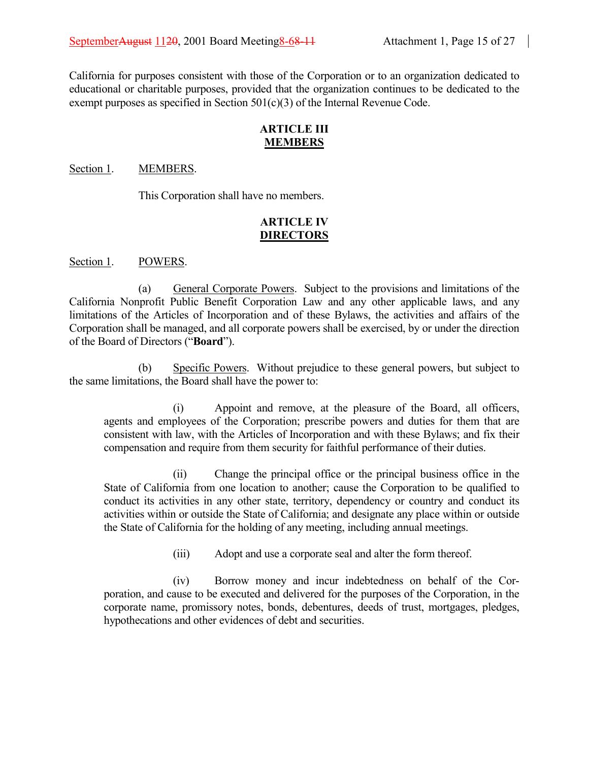California for purposes consistent with those of the Corporation or to an organization dedicated to educational or charitable purposes, provided that the organization continues to be dedicated to the exempt purposes as specified in Section 501(c)(3) of the Internal Revenue Code.

## ARTICLE III
## MEMBERS

Section 1. MEMBERS.

This Corporation shall have no members.

## ARTICLE IV
## DIRECTORS

Section 1. POWERS.

(a) General Corporate Powers. Subject to the provisions and limitations of the California Nonprofit Public Benefit Corporation Law and any other applicable laws, and any limitations of the Articles of Incorporation and of these Bylaws, the activities and affairs of the Corporation shall be managed, and all corporate powers shall be exercised, by or under the direction of the Board of Directors ("**Board**").

(b) Specific Powers. Without prejudice to these general powers, but subject to the same limitations, the Board shall have the power to:

(i) Appoint and remove, at the pleasure of the Board, all officers, agents and employees of the Corporation; prescribe powers and duties for them that are consistent with law, with the Articles of Incorporation and with these Bylaws; and fix their compensation and require from them security for faithful performance of their duties.

(ii) Change the principal office or the principal business office in the State of California from one location to another; cause the Corporation to be qualified to conduct its activities in any other state, territory, dependency or country and conduct its activities within or outside the State of California; and designate any place within or outside the State of California for the holding of any meeting, including annual meetings.

(iii) Adopt and use a corporate seal and alter the form thereof.

(iv) Borrow money and incur indebtedness on behalf of the Corporation, and cause to be executed and delivered for the purposes of the Corporation, in the corporate name, promissory notes, bonds, debentures, deeds of trust, mortgages, pledges, hypothecations and other evidences of debt and securities.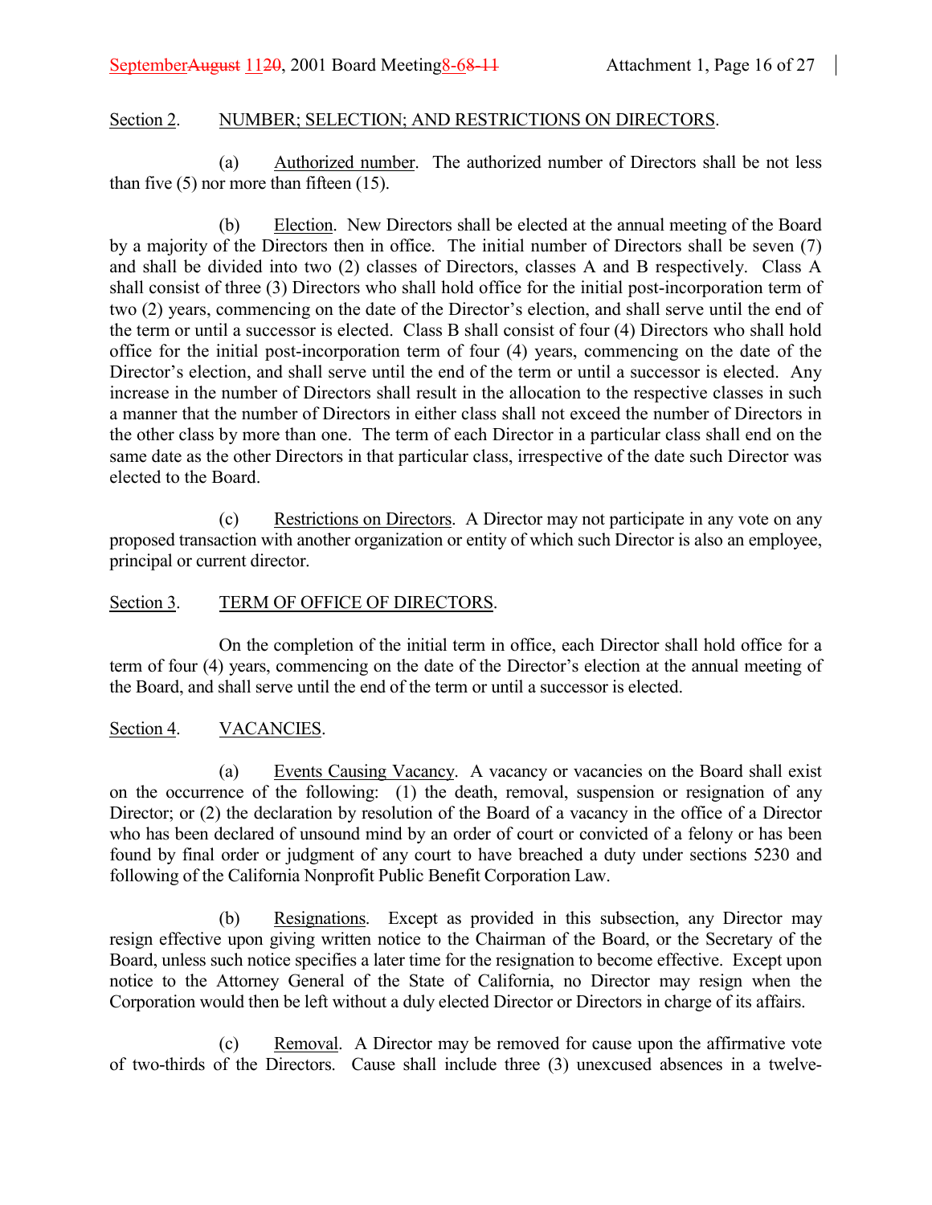Section 2. NUMBER; SELECTION; AND RESTRICTIONS ON DIRECTORS.

(a) Authorized number. The authorized number of Directors shall be not less than five (5) nor more than fifteen (15).

(b) Election. New Directors shall be elected at the annual meeting of the Board by a majority of the Directors then in office. The initial number of Directors shall be seven (7) and shall be divided into two (2) classes of Directors, classes A and B respectively. Class A shall consist of three (3) Directors who shall hold office for the initial post-incorporation term of two (2) years, commencing on the date of the Director's election, and shall serve until the end of the term or until a successor is elected. Class B shall consist of four (4) Directors who shall hold office for the initial post-incorporation term of four (4) years, commencing on the date of the Director's election, and shall serve until the end of the term or until a successor is elected. Any increase in the number of Directors shall result in the allocation to the respective classes in such a manner that the number of Directors in either class shall not exceed the number of Directors in the other class by more than one. The term of each Director in a particular class shall end on the same date as the other Directors in that particular class, irrespective of the date such Director was elected to the Board.

(c) Restrictions on Directors. A Director may not participate in any vote on any proposed transaction with another organization or entity of which such Director is also an employee, principal or current director.

Section 3. TERM OF OFFICE OF DIRECTORS.

On the completion of the initial term in office, each Director shall hold office for a term of four (4) years, commencing on the date of the Director's election at the annual meeting of the Board, and shall serve until the end of the term or until a successor is elected.

Section 4. VACANCIES.

(a) Events Causing Vacancy. A vacancy or vacancies on the Board shall exist on the occurrence of the following: (1) the death, removal, suspension or resignation of any Director; or (2) the declaration by resolution of the Board of a vacancy in the office of a Director who has been declared of unsound mind by an order of court or convicted of a felony or has been found by final order or judgment of any court to have breached a duty under sections 5230 and following of the California Nonprofit Public Benefit Corporation Law.

(b) Resignations. Except as provided in this subsection, any Director may resign effective upon giving written notice to the Chairman of the Board, or the Secretary of the Board, unless such notice specifies a later time for the resignation to become effective. Except upon notice to the Attorney General of the State of California, no Director may resign when the Corporation would then be left without a duly elected Director or Directors in charge of its affairs.

(c) Removal. A Director may be removed for cause upon the affirmative vote of two-thirds of the Directors. Cause shall include three (3) unexcused absences in a twelve-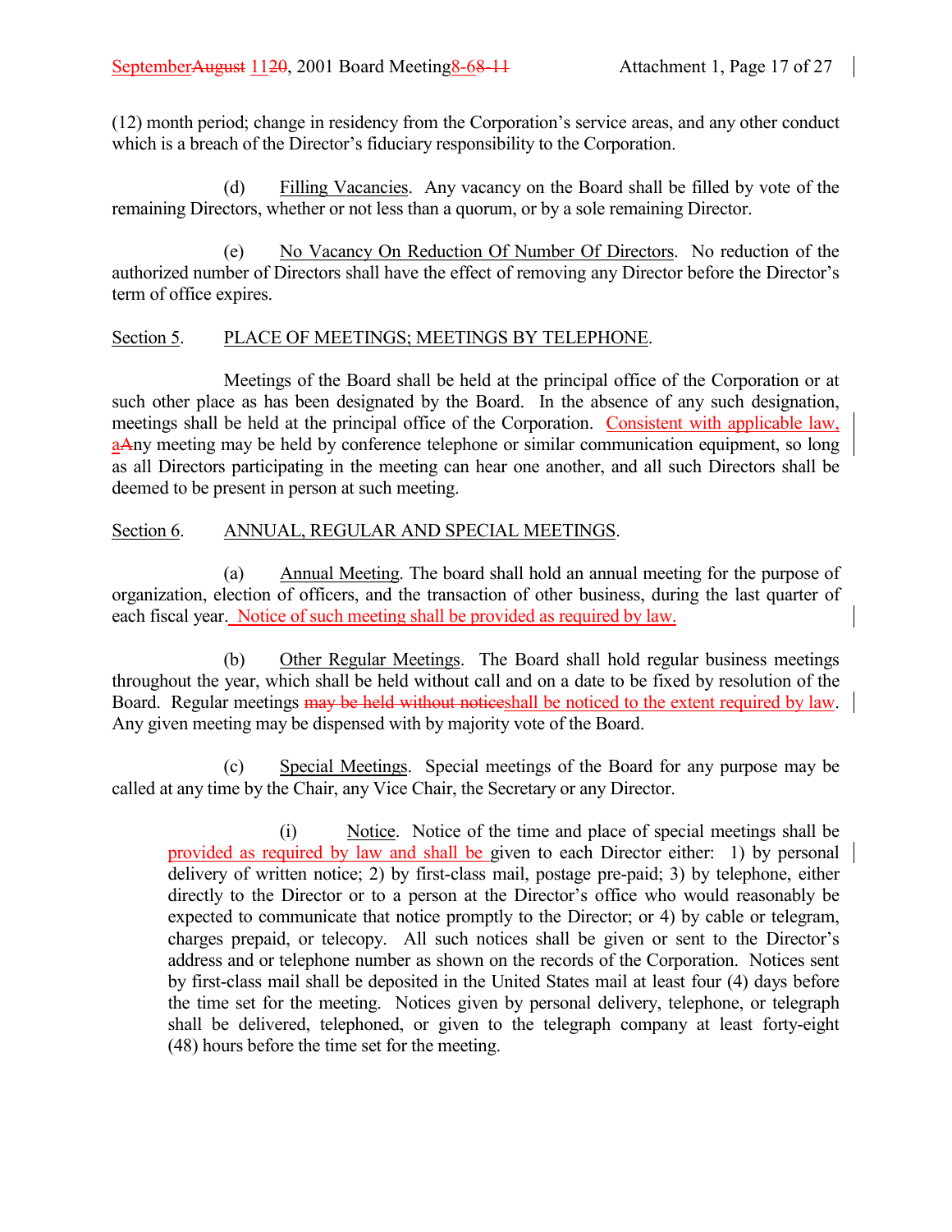(12) month period; change in residency from the Corporation's service areas, and any other conduct which is a breach of the Director's fiduciary responsibility to the Corporation.

(d) Filling Vacancies. Any vacancy on the Board shall be filled by vote of the remaining Directors, whether or not less than a quorum, or by a sole remaining Director.

(e) No Vacancy On Reduction Of Number Of Directors. No reduction of the authorized number of Directors shall have the effect of removing any Director before the Director's term of office expires.

Section 5. PLACE OF MEETINGS; MEETINGS BY TELEPHONE.

Meetings of the Board shall be held at the principal office of the Corporation or at such other place as has been designated by the Board. In the absence of any such designation, meetings shall be held at the principal office of the Corporation. Consistent with applicable law, aAny meeting may be held by conference telephone or similar communication equipment, so long as all Directors participating in the meeting can hear one another, and all such Directors shall be deemed to be present in person at such meeting.

Section 6. ANNUAL, REGULAR AND SPECIAL MEETINGS.

(a) Annual Meeting. The board shall hold an annual meeting for the purpose of organization, election of officers, and the transaction of other business, during the last quarter of each fiscal year. Notice of such meeting shall be provided as required by law.

(b) Other Regular Meetings. The Board shall hold regular business meetings throughout the year, which shall be held without call and on a date to be fixed by resolution of the Board. Regular meetings ~~may be held without notice~~shall be noticed to the extent required by law. Any given meeting may be dispensed with by majority vote of the Board.

(c) Special Meetings. Special meetings of the Board for any purpose may be called at any time by the Chair, any Vice Chair, the Secretary or any Director.

(i) Notice. Notice of the time and place of special meetings shall be provided as required by law and shall be given to each Director either: 1) by personal delivery of written notice; 2) by first-class mail, postage pre-paid; 3) by telephone, either directly to the Director or to a person at the Director's office who would reasonably be expected to communicate that notice promptly to the Director; or 4) by cable or telegram, charges prepaid, or telecopy. All such notices shall be given or sent to the Director's address and or telephone number as shown on the records of the Corporation. Notices sent by first-class mail shall be deposited in the United States mail at least four (4) days before the time set for the meeting. Notices given by personal delivery, telephone, or telegraph shall be delivered, telephoned, or given to the telegraph company at least forty-eight (48) hours before the time set for the meeting.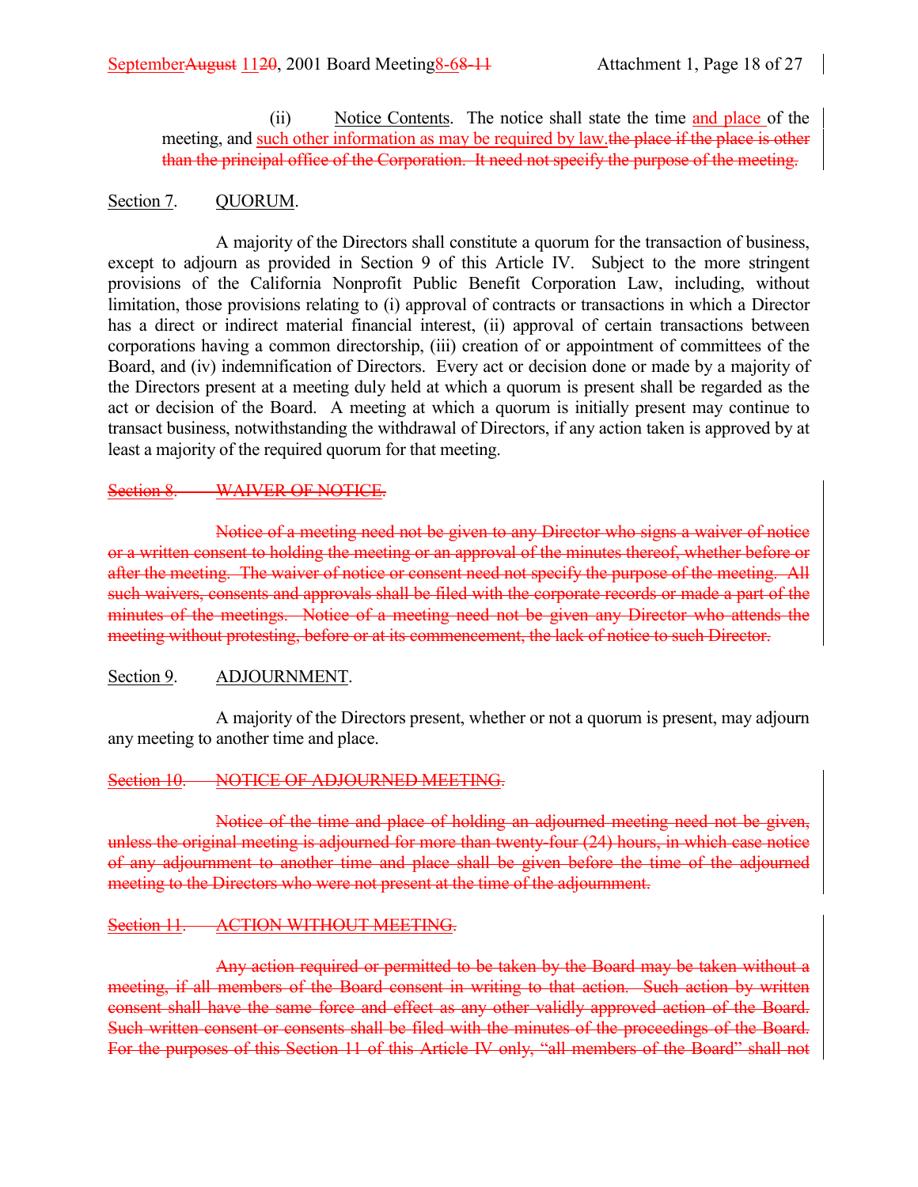(ii) Notice Contents. The notice shall state the time and place of the meeting, and such other information as may be required by law.~~the place if the place is other than the principal office of the Corporation. It need not specify the purpose of the meeting.~~

Section 7. QUORUM.

A majority of the Directors shall constitute a quorum for the transaction of business, except to adjourn as provided in Section 9 of this Article IV. Subject to the more stringent provisions of the California Nonprofit Public Benefit Corporation Law, including, without limitation, those provisions relating to (i) approval of contracts or transactions in which a Director has a direct or indirect material financial interest, (ii) approval of certain transactions between corporations having a common directorship, (iii) creation of or appointment of committees of the Board, and (iv) indemnification of Directors. Every act or decision done or made by a majority of the Directors present at a meeting duly held at which a quorum is present shall be regarded as the act or decision of the Board. A meeting at which a quorum is initially present may continue to transact business, notwithstanding the withdrawal of Directors, if any action taken is approved by at least a majority of the required quorum for that meeting.

~~Section 8. WAIVER OF NOTICE.~~

~~Notice of a meeting need not be given to any Director who signs a waiver of notice or a written consent to holding the meeting or an approval of the minutes thereof, whether before or after the meeting. The waiver of notice or consent need not specify the purpose of the meeting. All such waivers, consents and approvals shall be filed with the corporate records or made a part of the minutes of the meetings. Notice of a meeting need not be given any Director who attends the meeting without protesting, before or at its commencement, the lack of notice to such Director.~~

Section 9. ADJOURNMENT.

A majority of the Directors present, whether or not a quorum is present, may adjourn any meeting to another time and place.

~~Section 10. NOTICE OF ADJOURNED MEETING.~~

~~Notice of the time and place of holding an adjourned meeting need not be given, unless the original meeting is adjourned for more than twenty-four (24) hours, in which case notice of any adjournment to another time and place shall be given before the time of the adjourned meeting to the Directors who were not present at the time of the adjournment.~~

~~Section 11. ACTION WITHOUT MEETING.~~

~~Any action required or permitted to be taken by the Board may be taken without a meeting, if all members of the Board consent in writing to that action. Such action by written consent shall have the same force and effect as any other validly approved action of the Board. Such written consent or consents shall be filed with the minutes of the proceedings of the Board. For the purposes of this Section 11 of this Article IV only, "all members of the Board" shall not~~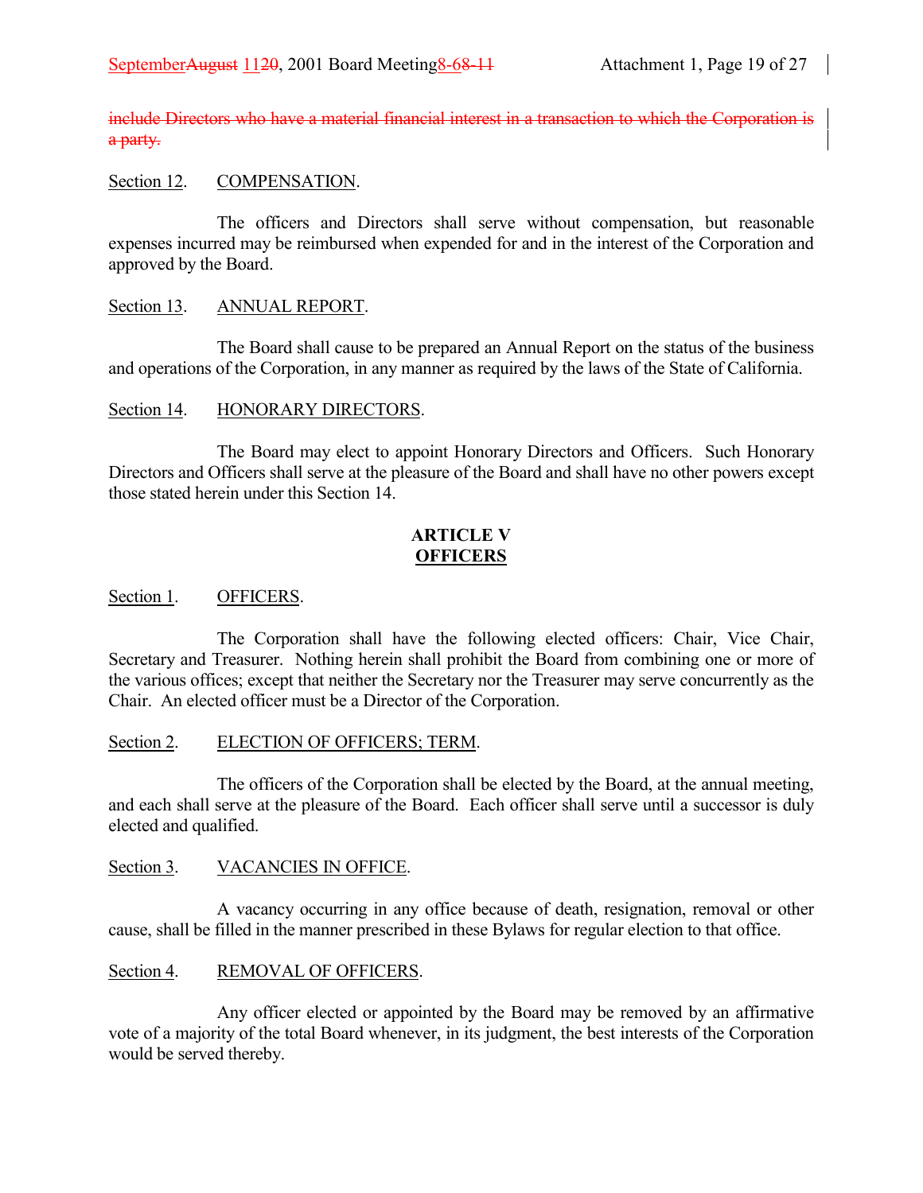~~include Directors who have a material financial interest in a transaction to which the Corporation is a party.~~

Section 12. COMPENSATION.

The officers and Directors shall serve without compensation, but reasonable expenses incurred may be reimbursed when expended for and in the interest of the Corporation and approved by the Board.

Section 13. ANNUAL REPORT.

The Board shall cause to be prepared an Annual Report on the status of the business and operations of the Corporation, in any manner as required by the laws of the State of California.

Section 14. HONORARY DIRECTORS.

The Board may elect to appoint Honorary Directors and Officers. Such Honorary Directors and Officers shall serve at the pleasure of the Board and shall have no other powers except those stated herein under this Section 14.

## ARTICLE V
## OFFICERS

Section 1. OFFICERS.

The Corporation shall have the following elected officers: Chair, Vice Chair, Secretary and Treasurer. Nothing herein shall prohibit the Board from combining one or more of the various offices; except that neither the Secretary nor the Treasurer may serve concurrently as the Chair. An elected officer must be a Director of the Corporation.

Section 2. ELECTION OF OFFICERS; TERM.

The officers of the Corporation shall be elected by the Board, at the annual meeting, and each shall serve at the pleasure of the Board. Each officer shall serve until a successor is duly elected and qualified.

Section 3. VACANCIES IN OFFICE.

A vacancy occurring in any office because of death, resignation, removal or other cause, shall be filled in the manner prescribed in these Bylaws for regular election to that office.

Section 4. REMOVAL OF OFFICERS.

Any officer elected or appointed by the Board may be removed by an affirmative vote of a majority of the total Board whenever, in its judgment, the best interests of the Corporation would be served thereby.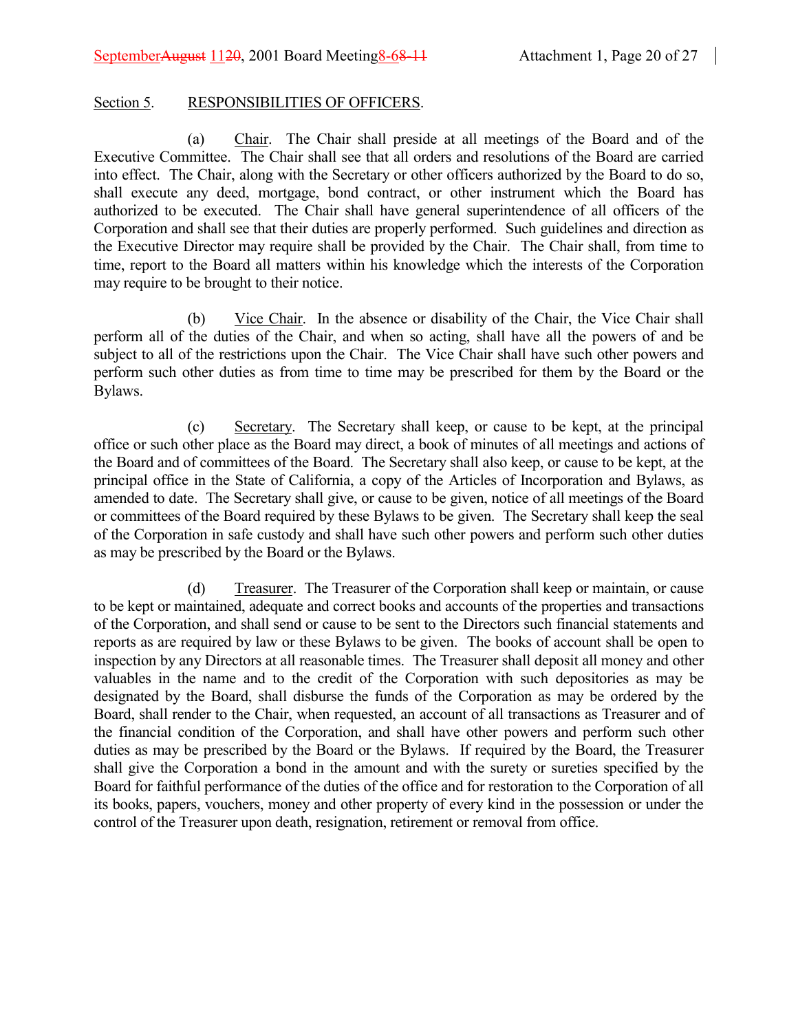Section 5. RESPONSIBILITIES OF OFFICERS.

(a) Chair. The Chair shall preside at all meetings of the Board and of the Executive Committee. The Chair shall see that all orders and resolutions of the Board are carried into effect. The Chair, along with the Secretary or other officers authorized by the Board to do so, shall execute any deed, mortgage, bond contract, or other instrument which the Board has authorized to be executed. The Chair shall have general superintendence of all officers of the Corporation and shall see that their duties are properly performed. Such guidelines and direction as the Executive Director may require shall be provided by the Chair. The Chair shall, from time to time, report to the Board all matters within his knowledge which the interests of the Corporation may require to be brought to their notice.

(b) Vice Chair. In the absence or disability of the Chair, the Vice Chair shall perform all of the duties of the Chair, and when so acting, shall have all the powers of and be subject to all of the restrictions upon the Chair. The Vice Chair shall have such other powers and perform such other duties as from time to time may be prescribed for them by the Board or the Bylaws.

(c) Secretary. The Secretary shall keep, or cause to be kept, at the principal office or such other place as the Board may direct, a book of minutes of all meetings and actions of the Board and of committees of the Board. The Secretary shall also keep, or cause to be kept, at the principal office in the State of California, a copy of the Articles of Incorporation and Bylaws, as amended to date. The Secretary shall give, or cause to be given, notice of all meetings of the Board or committees of the Board required by these Bylaws to be given. The Secretary shall keep the seal of the Corporation in safe custody and shall have such other powers and perform such other duties as may be prescribed by the Board or the Bylaws.

(d) Treasurer. The Treasurer of the Corporation shall keep or maintain, or cause to be kept or maintained, adequate and correct books and accounts of the properties and transactions of the Corporation, and shall send or cause to be sent to the Directors such financial statements and reports as are required by law or these Bylaws to be given. The books of account shall be open to inspection by any Directors at all reasonable times. The Treasurer shall deposit all money and other valuables in the name and to the credit of the Corporation with such depositories as may be designated by the Board, shall disburse the funds of the Corporation as may be ordered by the Board, shall render to the Chair, when requested, an account of all transactions as Treasurer and of the financial condition of the Corporation, and shall have other powers and perform such other duties as may be prescribed by the Board or the Bylaws. If required by the Board, the Treasurer shall give the Corporation a bond in the amount and with the surety or sureties specified by the Board for faithful performance of the duties of the office and for restoration to the Corporation of all its books, papers, vouchers, money and other property of every kind in the possession or under the control of the Treasurer upon death, resignation, retirement or removal from office.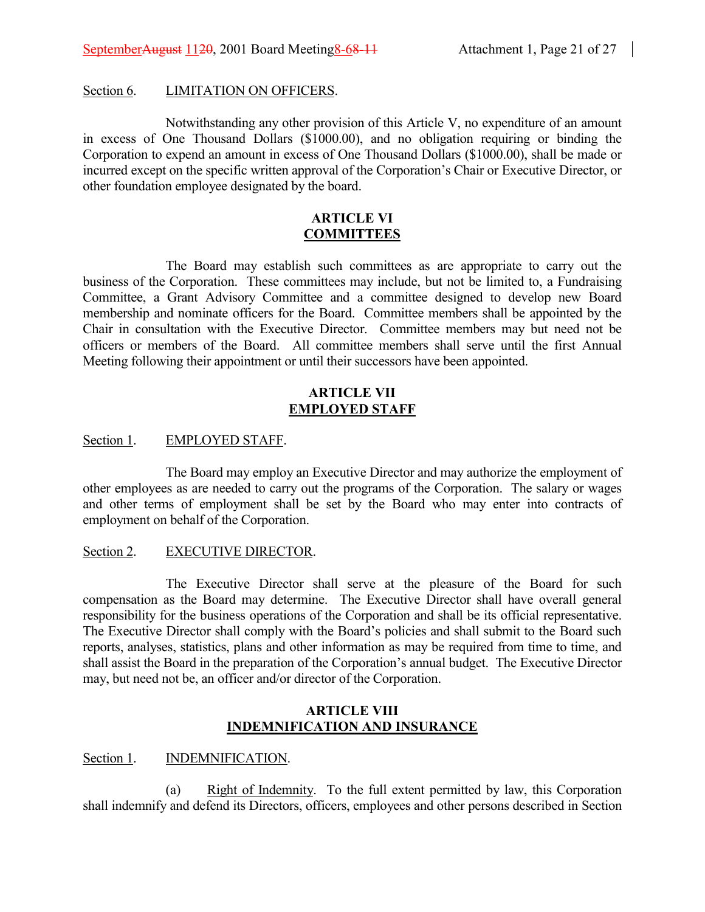Section 6. LIMITATION ON OFFICERS.

Notwithstanding any other provision of this Article V, no expenditure of an amount in excess of One Thousand Dollars ($1000.00), and no obligation requiring or binding the Corporation to expend an amount in excess of One Thousand Dollars ($1000.00), shall be made or incurred except on the specific written approval of the Corporation's Chair or Executive Director, or other foundation employee designated by the board.

## ARTICLE VI
## COMMITTEES

The Board may establish such committees as are appropriate to carry out the business of the Corporation. These committees may include, but not be limited to, a Fundraising Committee, a Grant Advisory Committee and a committee designed to develop new Board membership and nominate officers for the Board. Committee members shall be appointed by the Chair in consultation with the Executive Director. Committee members may but need not be officers or members of the Board. All committee members shall serve until the first Annual Meeting following their appointment or until their successors have been appointed.

## ARTICLE VII
## EMPLOYED STAFF

Section 1. EMPLOYED STAFF.

The Board may employ an Executive Director and may authorize the employment of other employees as are needed to carry out the programs of the Corporation. The salary or wages and other terms of employment shall be set by the Board who may enter into contracts of employment on behalf of the Corporation.

Section 2. EXECUTIVE DIRECTOR.

The Executive Director shall serve at the pleasure of the Board for such compensation as the Board may determine. The Executive Director shall have overall general responsibility for the business operations of the Corporation and shall be its official representative. The Executive Director shall comply with the Board's policies and shall submit to the Board such reports, analyses, statistics, plans and other information as may be required from time to time, and shall assist the Board in the preparation of the Corporation's annual budget. The Executive Director may, but need not be, an officer and/or director of the Corporation.

## ARTICLE VIII
## INDEMNIFICATION AND INSURANCE

Section 1. INDEMNIFICATION.

(a) Right of Indemnity. To the full extent permitted by law, this Corporation shall indemnify and defend its Directors, officers, employees and other persons described in Section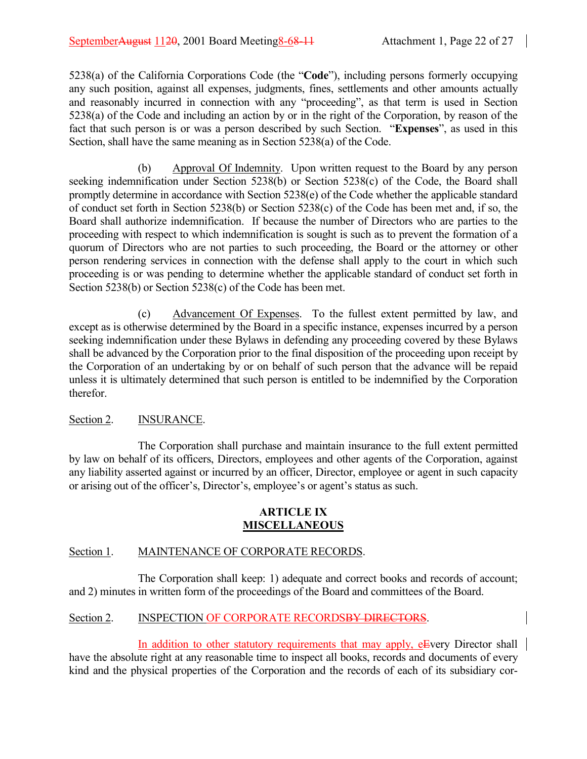5238(a) of the California Corporations Code (the "**Code**"), including persons formerly occupying any such position, against all expenses, judgments, fines, settlements and other amounts actually and reasonably incurred in connection with any "proceeding", as that term is used in Section 5238(a) of the Code and including an action by or in the right of the Corporation, by reason of the fact that such person is or was a person described by such Section. "**Expenses**", as used in this Section, shall have the same meaning as in Section 5238(a) of the Code.

(b) Approval Of Indemnity. Upon written request to the Board by any person seeking indemnification under Section 5238(b) or Section 5238(c) of the Code, the Board shall promptly determine in accordance with Section 5238(e) of the Code whether the applicable standard of conduct set forth in Section 5238(b) or Section 5238(c) of the Code has been met and, if so, the Board shall authorize indemnification. If because the number of Directors who are parties to the proceeding with respect to which indemnification is sought is such as to prevent the formation of a quorum of Directors who are not parties to such proceeding, the Board or the attorney or other person rendering services in connection with the defense shall apply to the court in which such proceeding is or was pending to determine whether the applicable standard of conduct set forth in Section 5238(b) or Section 5238(c) of the Code has been met.

(c) Advancement Of Expenses. To the fullest extent permitted by law, and except as is otherwise determined by the Board in a specific instance, expenses incurred by a person seeking indemnification under these Bylaws in defending any proceeding covered by these Bylaws shall be advanced by the Corporation prior to the final disposition of the proceeding upon receipt by the Corporation of an undertaking by or on behalf of such person that the advance will be repaid unless it is ultimately determined that such person is entitled to be indemnified by the Corporation therefor.

Section 2. INSURANCE.

The Corporation shall purchase and maintain insurance to the full extent permitted by law on behalf of its officers, Directors, employees and other agents of the Corporation, against any liability asserted against or incurred by an officer, Director, employee or agent in such capacity or arising out of the officer's, Director's, employee's or agent's status as such.

## ARTICLE IX
## MISCELLANEOUS

Section 1. MAINTENANCE OF CORPORATE RECORDS.

The Corporation shall keep: 1) adequate and correct books and records of account; and 2) minutes in written form of the proceedings of the Board and committees of the Board.

Section 2. INSPECTION OF CORPORATE RECORDS~~BY DIRECTORS~~.

In addition to other statutory requirements that may apply, e~~E~~very Director shall have the absolute right at any reasonable time to inspect all books, records and documents of every kind and the physical properties of the Corporation and the records of each of its subsidiary cor-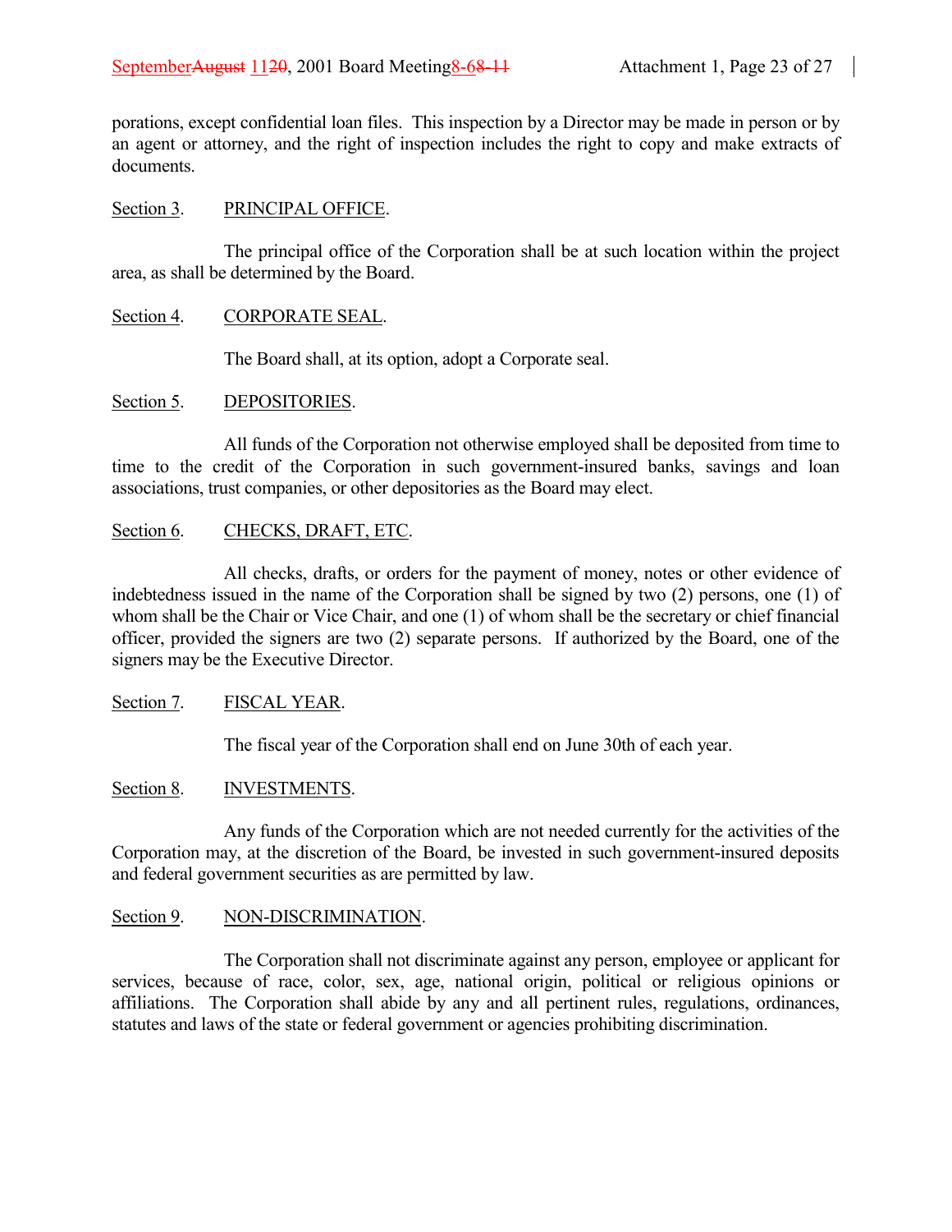porations, except confidential loan files. This inspection by a Director may be made in person or by an agent or attorney, and the right of inspection includes the right to copy and make extracts of documents.

Section 3. PRINCIPAL OFFICE.

The principal office of the Corporation shall be at such location within the project area, as shall be determined by the Board.

Section 4. CORPORATE SEAL.

The Board shall, at its option, adopt a Corporate seal.

Section 5. DEPOSITORIES.

All funds of the Corporation not otherwise employed shall be deposited from time to time to the credit of the Corporation in such government-insured banks, savings and loan associations, trust companies, or other depositories as the Board may elect.

Section 6. CHECKS, DRAFT, ETC.

All checks, drafts, or orders for the payment of money, notes or other evidence of indebtedness issued in the name of the Corporation shall be signed by two (2) persons, one (1) of whom shall be the Chair or Vice Chair, and one (1) of whom shall be the secretary or chief financial officer, provided the signers are two (2) separate persons. If authorized by the Board, one of the signers may be the Executive Director.

Section 7. FISCAL YEAR.

The fiscal year of the Corporation shall end on June 30th of each year.

Section 8. INVESTMENTS.

Any funds of the Corporation which are not needed currently for the activities of the Corporation may, at the discretion of the Board, be invested in such government-insured deposits and federal government securities as are permitted by law.

Section 9. NON-DISCRIMINATION.

The Corporation shall not discriminate against any person, employee or applicant for services, because of race, color, sex, age, national origin, political or religious opinions or affiliations. The Corporation shall abide by any and all pertinent rules, regulations, ordinances, statutes and laws of the state or federal government or agencies prohibiting discrimination.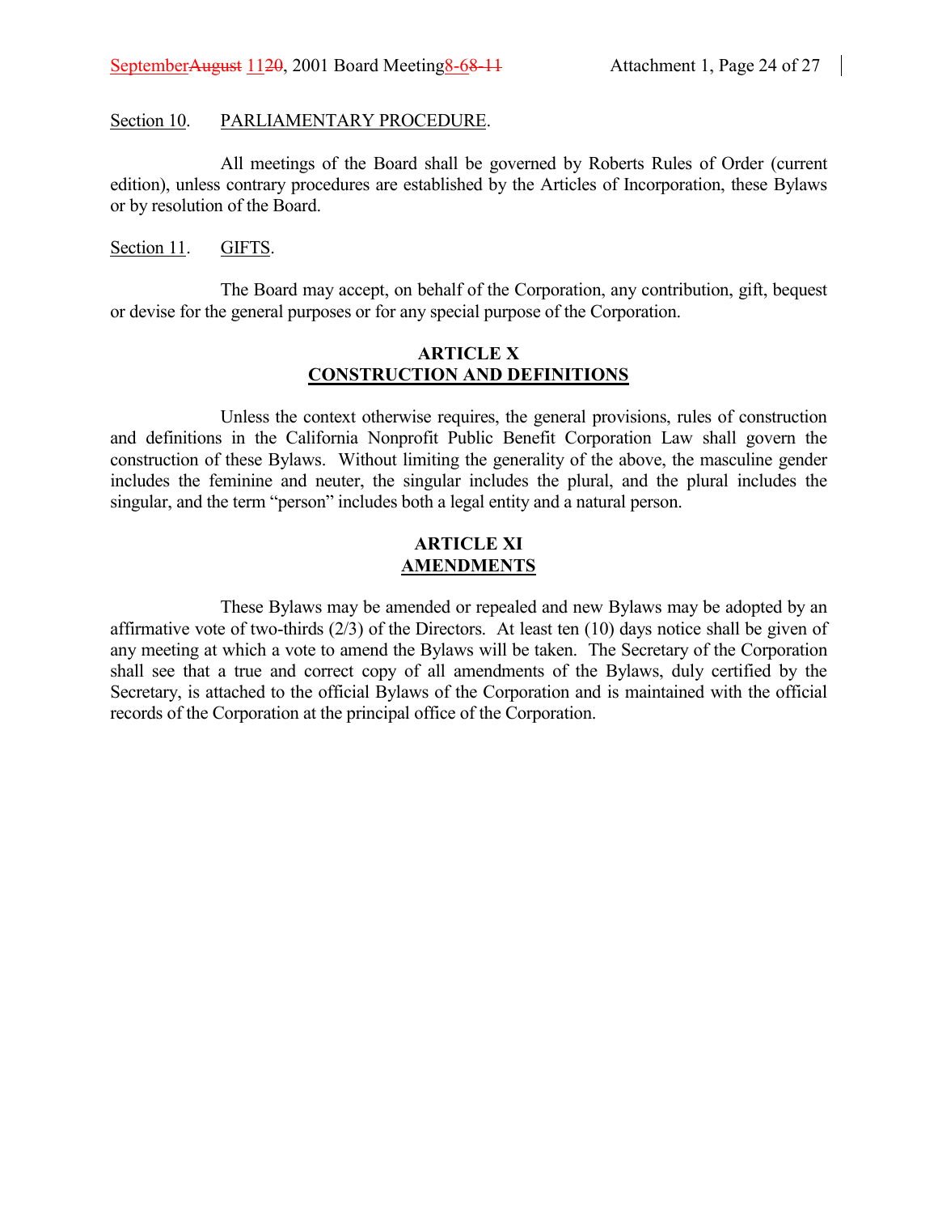Section 10. PARLIAMENTARY PROCEDURE.

All meetings of the Board shall be governed by Roberts Rules of Order (current edition), unless contrary procedures are established by the Articles of Incorporation, these Bylaws or by resolution of the Board.

Section 11. GIFTS.

The Board may accept, on behalf of the Corporation, any contribution, gift, bequest or devise for the general purposes or for any special purpose of the Corporation.

## ARTICLE X
## CONSTRUCTION AND DEFINITIONS

Unless the context otherwise requires, the general provisions, rules of construction and definitions in the California Nonprofit Public Benefit Corporation Law shall govern the construction of these Bylaws. Without limiting the generality of the above, the masculine gender includes the feminine and neuter, the singular includes the plural, and the plural includes the singular, and the term "person" includes both a legal entity and a natural person.

## ARTICLE XI
## AMENDMENTS

These Bylaws may be amended or repealed and new Bylaws may be adopted by an affirmative vote of two-thirds (2/3) of the Directors. At least ten (10) days notice shall be given of any meeting at which a vote to amend the Bylaws will be taken. The Secretary of the Corporation shall see that a true and correct copy of all amendments of the Bylaws, duly certified by the Secretary, is attached to the official Bylaws of the Corporation and is maintained with the official records of the Corporation at the principal office of the Corporation.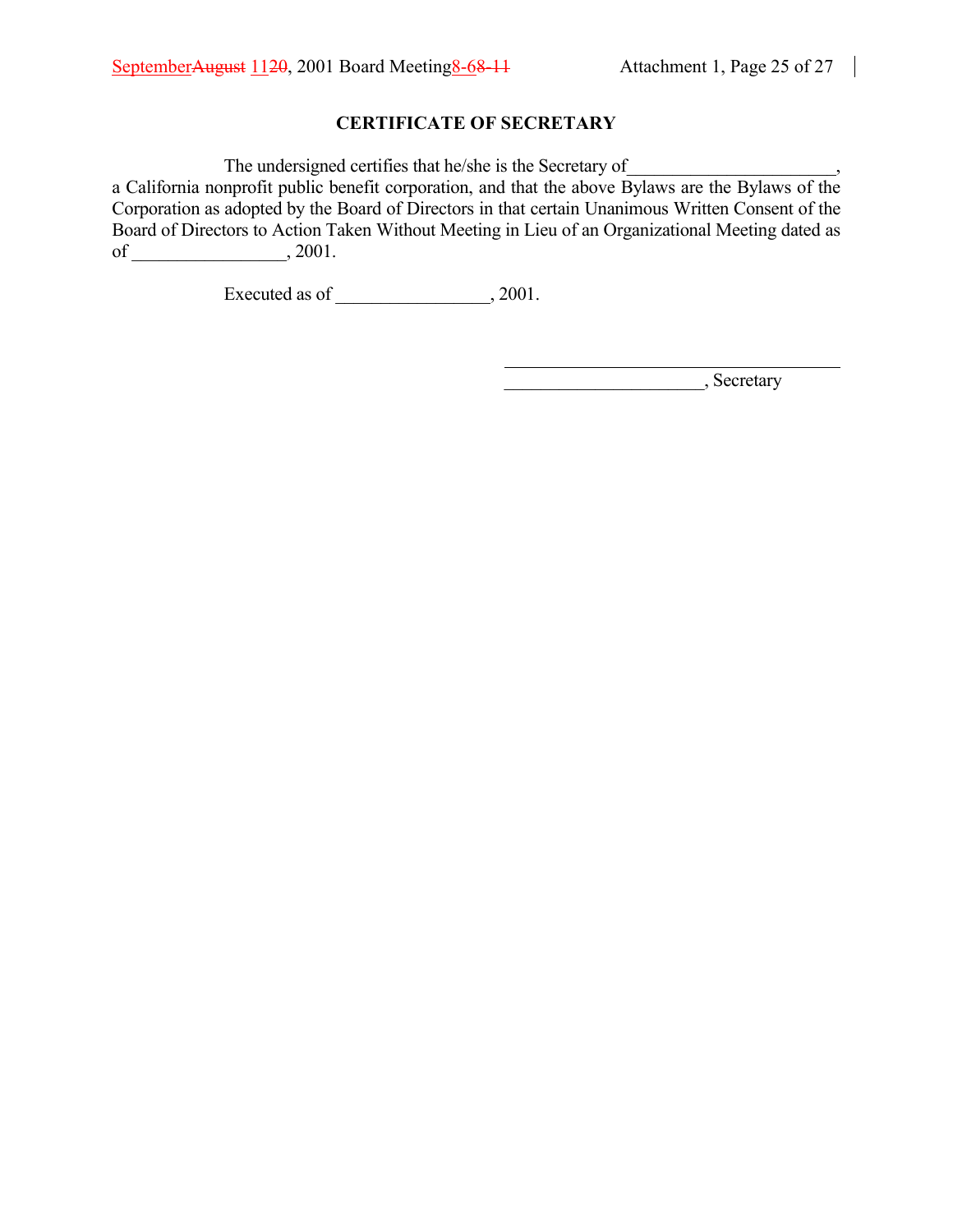## CERTIFICATE OF SECRETARY

The undersigned certifies that he/she is the Secretary of______________________, a California nonprofit public benefit corporation, and that the above Bylaws are the Bylaws of the Corporation as adopted by the Board of Directors in that certain Unanimous Written Consent of the Board of Directors to Action Taken Without Meeting in Lieu of an Organizational Meeting dated as of ________________, 2001.

Executed as of ________________, 2001.

_____________________________________

______________________, Secretary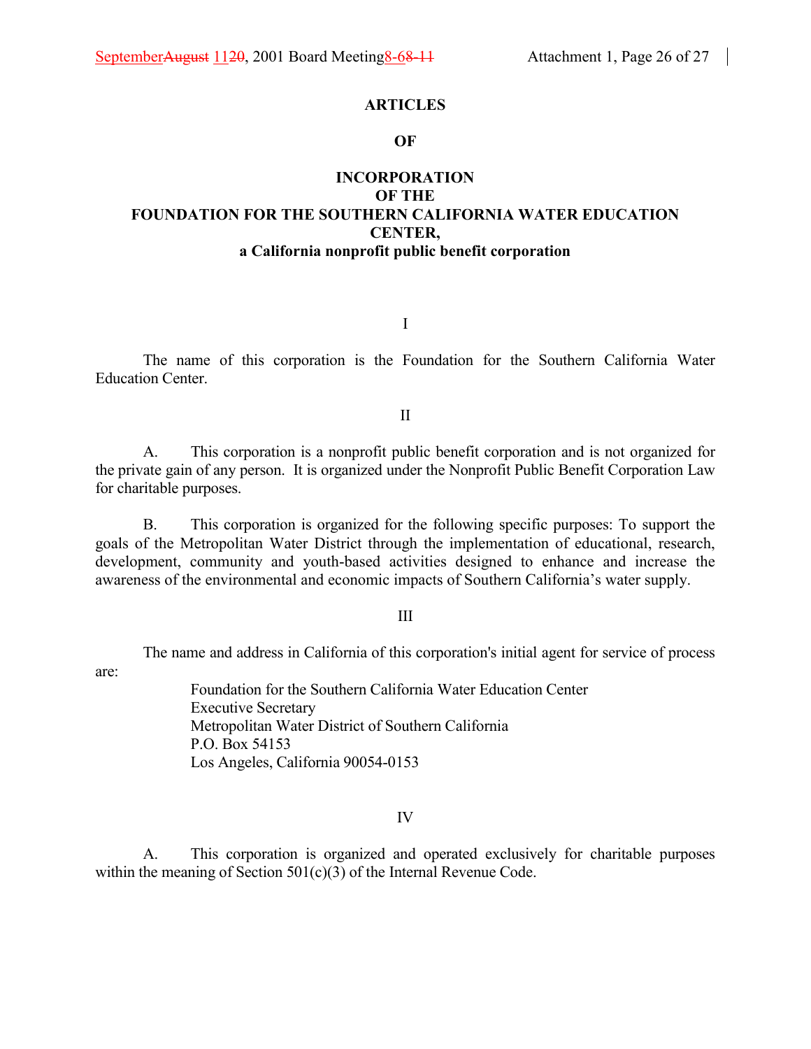# ARTICLES

# OF

# INCORPORATION OF THE FOUNDATION FOR THE SOUTHERN CALIFORNIA WATER EDUCATION CENTER,

**a California nonprofit public benefit corporation**

I

The name of this corporation is the Foundation for the Southern California Water Education Center.

II

A. This corporation is a nonprofit public benefit corporation and is not organized for the private gain of any person. It is organized under the Nonprofit Public Benefit Corporation Law for charitable purposes.

B. This corporation is organized for the following specific purposes: To support the goals of the Metropolitan Water District through the implementation of educational, research, development, community and youth-based activities designed to enhance and increase the awareness of the environmental and economic impacts of Southern California's water supply.

III

The name and address in California of this corporation's initial agent for service of process are:

Foundation for the Southern California Water Education Center
Executive Secretary
Metropolitan Water District of Southern California
P.O. Box 54153
Los Angeles, California 90054-0153

IV

A. This corporation is organized and operated exclusively for charitable purposes within the meaning of Section 501(c)(3) of the Internal Revenue Code.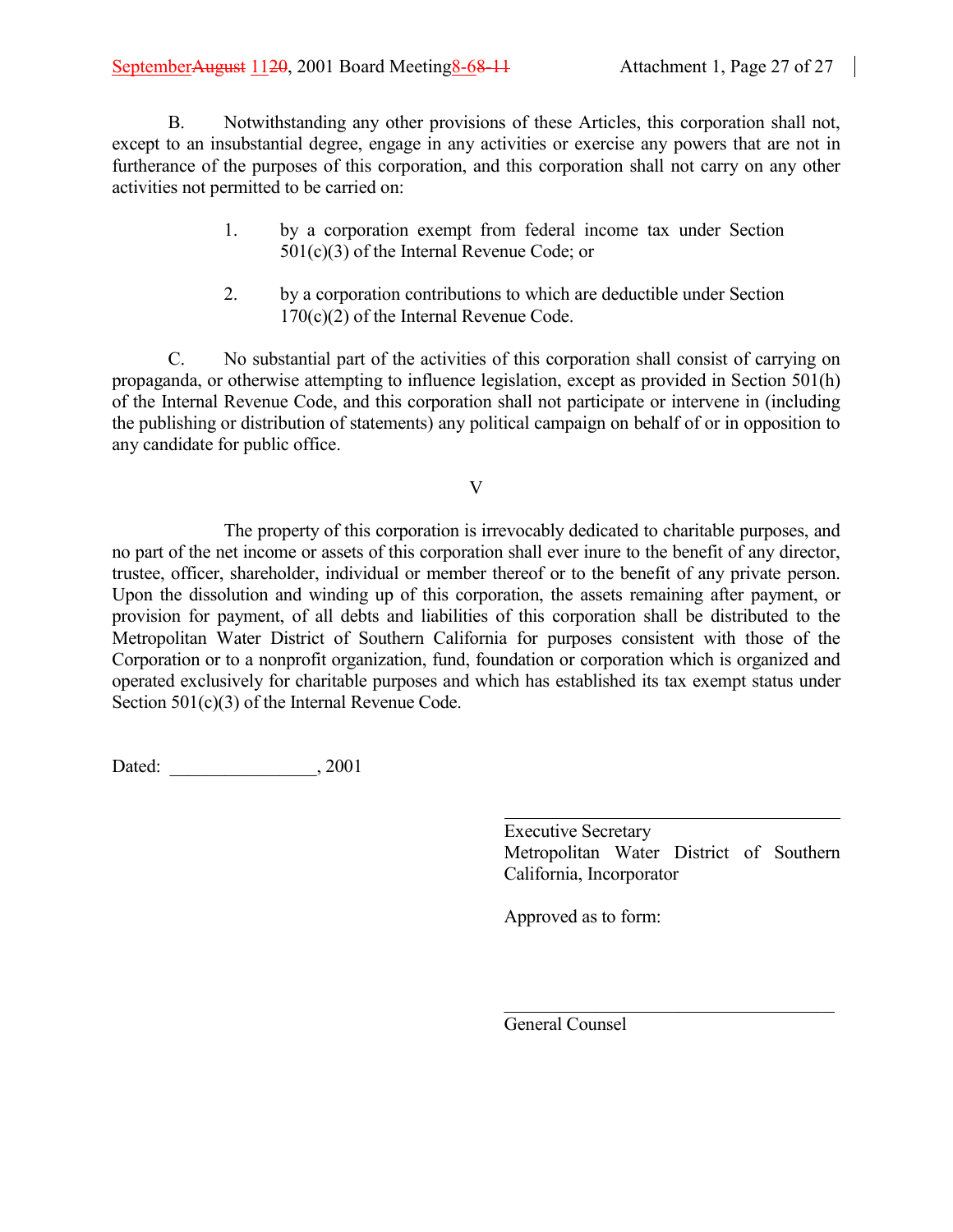B. Notwithstanding any other provisions of these Articles, this corporation shall not, except to an insubstantial degree, engage in any activities or exercise any powers that are not in furtherance of the purposes of this corporation, and this corporation shall not carry on any other activities not permitted to be carried on:

1. by a corporation exempt from federal income tax under Section 501(c)(3) of the Internal Revenue Code; or

2. by a corporation contributions to which are deductible under Section 170(c)(2) of the Internal Revenue Code.

C. No substantial part of the activities of this corporation shall consist of carrying on propaganda, or otherwise attempting to influence legislation, except as provided in Section 501(h) of the Internal Revenue Code, and this corporation shall not participate or intervene in (including the publishing or distribution of statements) any political campaign on behalf of or in opposition to any candidate for public office.

V

The property of this corporation is irrevocably dedicated to charitable purposes, and no part of the net income or assets of this corporation shall ever inure to the benefit of any director, trustee, officer, shareholder, individual or member thereof or to the benefit of any private person. Upon the dissolution and winding up of this corporation, the assets remaining after payment, or provision for payment, of all debts and liabilities of this corporation shall be distributed to the Metropolitan Water District of Southern California for purposes consistent with those of the Corporation or to a nonprofit organization, fund, foundation or corporation which is organized and operated exclusively for charitable purposes and which has established its tax exempt status under Section 501(c)(3) of the Internal Revenue Code.

Dated: ________________, 2001

\_\_\_\_\_\_\_\_\_\_\_\_\_\_\_\_\_\_\_\_\_\_\_\_\_\_\_\_\_\_\_\_\_\_\_\_\_\_
Executive Secretary
Metropolitan Water District of Southern California, Incorporator

Approved as to form:

\_\_\_\_\_\_\_\_\_\_\_\_\_\_\_\_\_\_\_\_\_\_\_\_\_\_\_\_\_\_\_\_\_\_\_\_\_\_
General Counsel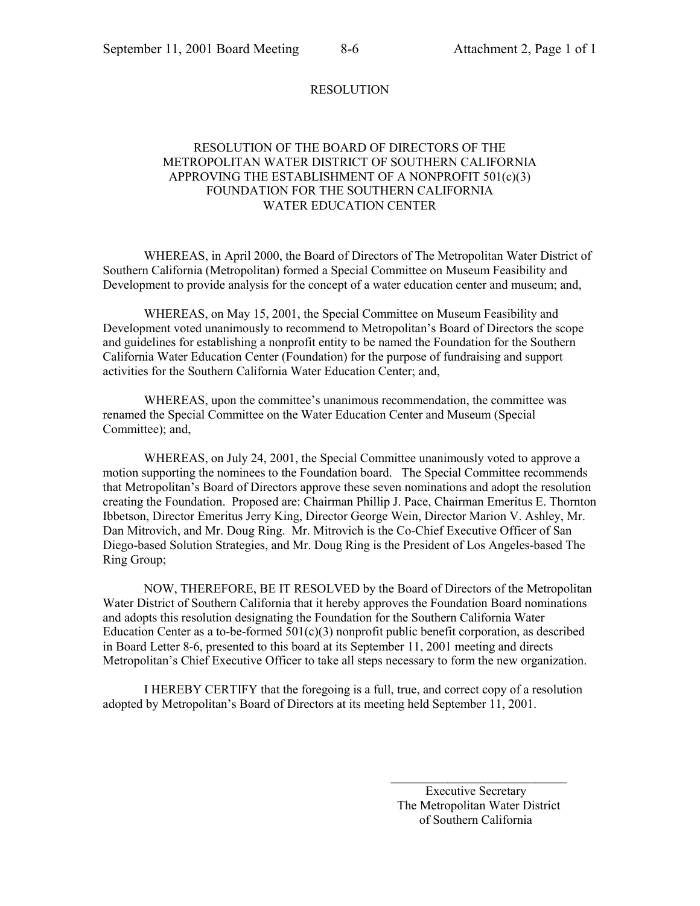RESOLUTION

## RESOLUTION OF THE BOARD OF DIRECTORS OF THE METROPOLITAN WATER DISTRICT OF SOUTHERN CALIFORNIA APPROVING THE ESTABLISHMENT OF A NONPROFIT 501(c)(3) FOUNDATION FOR THE SOUTHERN CALIFORNIA WATER EDUCATION CENTER

WHEREAS, in April 2000, the Board of Directors of The Metropolitan Water District of Southern California (Metropolitan) formed a Special Committee on Museum Feasibility and Development to provide analysis for the concept of a water education center and museum; and,

WHEREAS, on May 15, 2001, the Special Committee on Museum Feasibility and Development voted unanimously to recommend to Metropolitan's Board of Directors the scope and guidelines for establishing a nonprofit entity to be named the Foundation for the Southern California Water Education Center (Foundation) for the purpose of fundraising and support activities for the Southern California Water Education Center; and,

WHEREAS, upon the committee's unanimous recommendation, the committee was renamed the Special Committee on the Water Education Center and Museum (Special Committee); and,

WHEREAS, on July 24, 2001, the Special Committee unanimously voted to approve a motion supporting the nominees to the Foundation board. The Special Committee recommends that Metropolitan's Board of Directors approve these seven nominations and adopt the resolution creating the Foundation. Proposed are: Chairman Phillip J. Pace, Chairman Emeritus E. Thornton Ibbetson, Director Emeritus Jerry King, Director George Wein, Director Marion V. Ashley, Mr. Dan Mitrovich, and Mr. Doug Ring. Mr. Mitrovich is the Co-Chief Executive Officer of San Diego-based Solution Strategies, and Mr. Doug Ring is the President of Los Angeles-based The Ring Group;

NOW, THEREFORE, BE IT RESOLVED by the Board of Directors of the Metropolitan Water District of Southern California that it hereby approves the Foundation Board nominations and adopts this resolution designating the Foundation for the Southern California Water Education Center as a to-be-formed 501(c)(3) nonprofit public benefit corporation, as described in Board Letter 8-6, presented to this board at its September 11, 2001 meeting and directs Metropolitan's Chief Executive Officer to take all steps necessary to form the new organization.

I HEREBY CERTIFY that the foregoing is a full, true, and correct copy of a resolution adopted by Metropolitan's Board of Directors at its meeting held September 11, 2001.

\_\_\_\_\_\_\_\_\_\_\_\_\_\_\_\_\_\_\_\_\_\_\_\_\_\_\_\_\_\_

Executive Secretary
The Metropolitan Water District
of Southern California